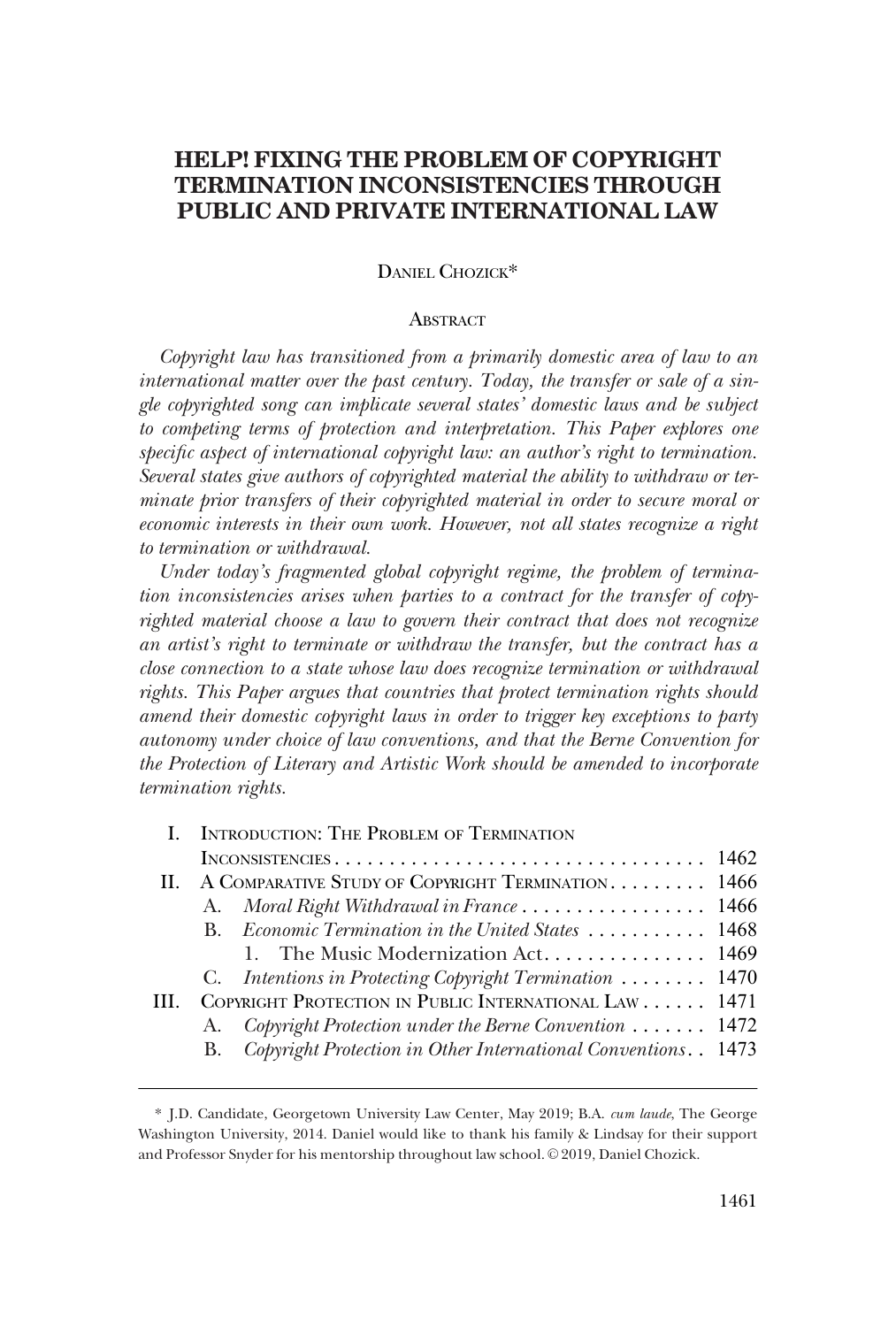# HELP! FIXING THE PROBLEM OF COPYRIGHT TERMINATION INCONSISTENCIES THROUGH PUBLIC AND PRIVATE INTERNATIONAL LAW

DANIEL CHOZICK*

## ABSTRACT

*Copyright law has transitioned from a primarily domestic area of law to an international matter over the past century. Today, the transfer or sale of a single copyrighted song can implicate several states' domestic laws and be subject to competing terms of protection and interpretation. This Paper explores one specific aspect of international copyright law: an author's right to termination. Several states give authors of copyrighted material the ability to withdraw or terminate prior transfers of their copyrighted material in order to secure moral or economic interests in their own work. However, not all states recognize a right to termination or withdrawal.*

*Under today's fragmented global copyright regime, the problem of termination inconsistencies arises when parties to a contract for the transfer of copyrighted material choose a law to govern their contract that does not recognize an artist's right to terminate or withdraw the transfer, but the contract has a close connection to a state whose law does recognize termination or withdrawal rights. This Paper argues that countries that protect termination rights should amend their domestic copyright laws in order to trigger key exceptions to party autonomy under choice of law conventions, and that the Berne Convention for the Protection of Literary and Artistic Work should be amended to incorporate termination rights.*

- I. INTRODUCTION: THE PROBLEM OF TERMINATION INCONSISTENCIES . . . . . 1462
- II. A COMPARATIVE STUDY OF COPYRIGHT TERMINATION . . . . . 1466
  - A. *Moral Right Withdrawal in France* . . . . . 1466
  - B. *Economic Termination in the United States* . . . . . 1468
    - 1. The Music Modernization Act . . . . . 1469
  - C. *Intentions in Protecting Copyright Termination* . . . . . 1470
- III. COPYRIGHT PROTECTION IN PUBLIC INTERNATIONAL LAW . . . . . 1471
  - A. *Copyright Protection under the Berne Convention* . . . . . 1472
  - B. *Copyright Protection in Other International Conventions* . . 1473

---

\* J.D. Candidate, Georgetown University Law Center, May 2019; B.A. *cum laude*, The George Washington University, 2014. Daniel would like to thank his family & Lindsay for their support and Professor Snyder for his mentorship throughout law school. © 2019, Daniel Chozick.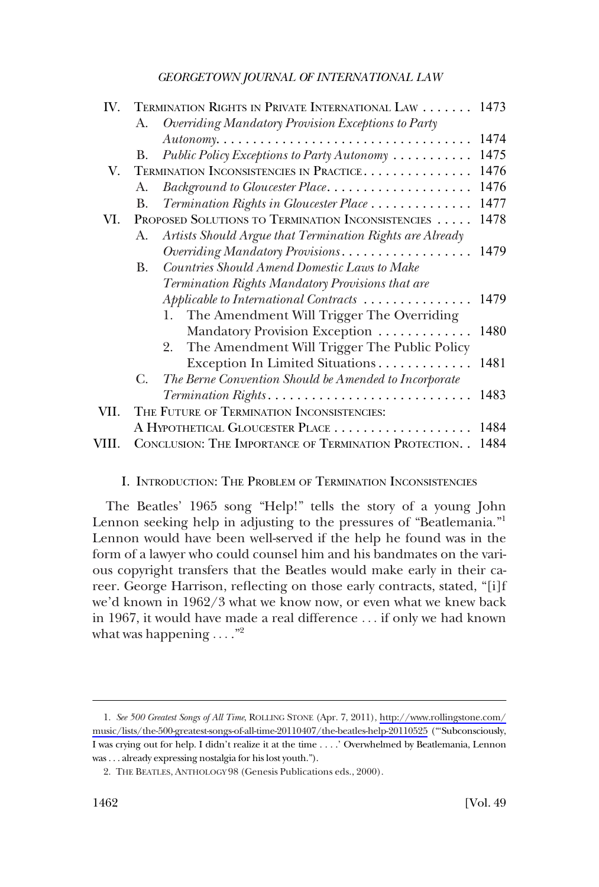| | | |
|---|---|---|
| IV. | TERMINATION RIGHTS IN PRIVATE INTERNATIONAL LAW | 1473 |
| | A. *Overriding Mandatory Provision Exceptions to Party Autonomy* | 1474 |
| | B. *Public Policy Exceptions to Party Autonomy* | 1475 |
| V. | TERMINATION INCONSISTENCIES IN PRACTICE | 1476 |
| | A. *Background to Gloucester Place* | 1476 |
| | B. *Termination Rights in Gloucester Place* | 1477 |
| VI. | PROPOSED SOLUTIONS TO TERMINATION INCONSISTENCIES | 1478 |
| | A. *Artists Should Argue that Termination Rights are Already Overriding Mandatory Provisions* | 1479 |
| | B. *Countries Should Amend Domestic Laws to Make Termination Rights Mandatory Provisions that are Applicable to International Contracts* | 1479 |
| | 1. The Amendment Will Trigger The Overriding Mandatory Provision Exception | 1480 |
| | 2. The Amendment Will Trigger The Public Policy Exception In Limited Situations | 1481 |
| | C. *The Berne Convention Should be Amended to Incorporate Termination Rights* | 1483 |
| VII. | THE FUTURE OF TERMINATION INCONSISTENCIES: A HYPOTHETICAL GLOUCESTER PLACE | 1484 |
| VIII. | CONCLUSION: THE IMPORTANCE OF TERMINATION PROTECTION | 1484 |

## I. INTRODUCTION: THE PROBLEM OF TERMINATION INCONSISTENCIES

The Beatles' 1965 song "Help!" tells the story of a young John Lennon seeking help in adjusting to the pressures of "Beatlemania."[1] Lennon would have been well-served if the help he found was in the form of a lawyer who could counsel him and his bandmates on the various copyright transfers that the Beatles would make early in their career. George Harrison, reflecting on those early contracts, stated, "[i]f we'd known in 1962/3 what we know now, or even what we knew back in 1967, it would have made a real difference . . . if only we had known what was happening . . . ."[2]

---

1. *See 500 Greatest Songs of All Time*, ROLLING STONE (Apr. 7, 2011), http://www.rollingstone.com/music/lists/the-500-greatest-songs-of-all-time-20110407/the-beatles-help-20110525 ("'Subconsciously, I was crying out for help. I didn't realize it at the time . . . .' Overwhelmed by Beatlemania, Lennon was . . . already expressing nostalgia for his lost youth.").

2. THE BEATLES, ANTHOLOGY 98 (Genesis Publications eds., 2000).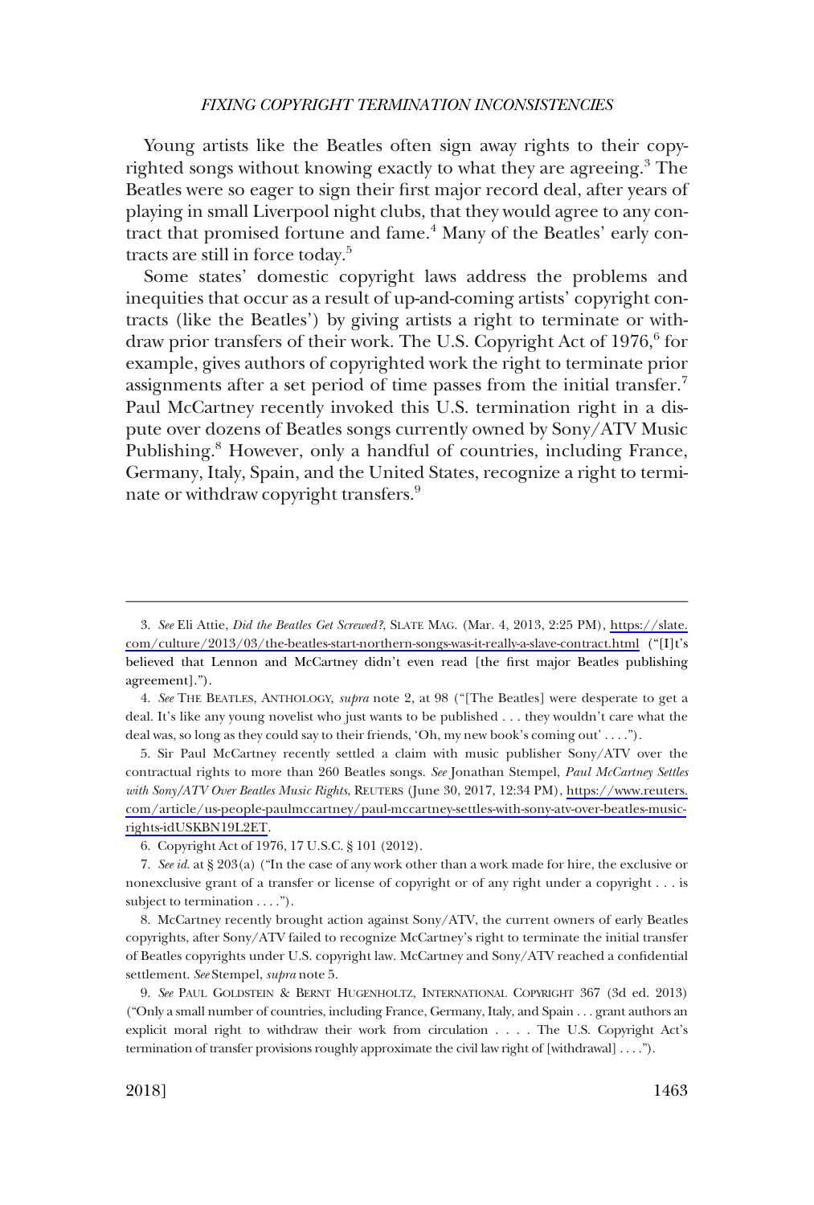Young artists like the Beatles often sign away rights to their copyrighted songs without knowing exactly to what they are agreeing.[3] The Beatles were so eager to sign their first major record deal, after years of playing in small Liverpool night clubs, that they would agree to any contract that promised fortune and fame.[4] Many of the Beatles' early contracts are still in force today.[5]

Some states' domestic copyright laws address the problems and inequities that occur as a result of up-and-coming artists' copyright contracts (like the Beatles') by giving artists a right to terminate or withdraw prior transfers of their work. The U.S. Copyright Act of 1976,[6] for example, gives authors of copyrighted work the right to terminate prior assignments after a set period of time passes from the initial transfer.[7] Paul McCartney recently invoked this U.S. termination right in a dispute over dozens of Beatles songs currently owned by Sony/ATV Music Publishing.[8] However, only a handful of countries, including France, Germany, Italy, Spain, and the United States, recognize a right to terminate or withdraw copyright transfers.[9]

---

3. *See* Eli Attie, *Did the Beatles Get Screwed?*, SLATE MAG. (Mar. 4, 2013, 2:25 PM), https://slate.com/culture/2013/03/the-beatles-start-northern-songs-was-it-really-a-slave-contract.html ("[I]t's believed that Lennon and McCartney didn't even read [the first major Beatles publishing agreement].").

4. *See* THE BEATLES, ANTHOLOGY, *supra* note 2, at 98 ("[The Beatles] were desperate to get a deal. It's like any young novelist who just wants to be published . . . they wouldn't care what the deal was, so long as they could say to their friends, 'Oh, my new book's coming out' . . . .").

5. Sir Paul McCartney recently settled a claim with music publisher Sony/ATV over the contractual rights to more than 260 Beatles songs. *See* Jonathan Stempel, *Paul McCartney Settles with Sony/ATV Over Beatles Music Rights*, REUTERS (June 30, 2017, 12:34 PM), https://www.reuters.com/article/us-people-paulmccartney/paul-mccartney-settles-with-sony-atv-over-beatles-music-rights-idUSKBN19L2ET.

6. Copyright Act of 1976, 17 U.S.C. § 101 (2012).

7. *See id.* at § 203(a) ("In the case of any work other than a work made for hire, the exclusive or nonexclusive grant of a transfer or license of copyright or of any right under a copyright . . . is subject to termination . . . .").

8. McCartney recently brought action against Sony/ATV, the current owners of early Beatles copyrights, after Sony/ATV failed to recognize McCartney's right to terminate the initial transfer of Beatles copyrights under U.S. copyright law. McCartney and Sony/ATV reached a confidential settlement. *See* Stempel, *supra* note 5.

9. *See* PAUL GOLDSTEIN & BERNT HUGENHOLTZ, INTERNATIONAL COPYRIGHT 367 (3d ed. 2013) ("Only a small number of countries, including France, Germany, Italy, and Spain . . . grant authors an explicit moral right to withdraw their work from circulation . . . . The U.S. Copyright Act's termination of transfer provisions roughly approximate the civil law right of [withdrawal] . . . .").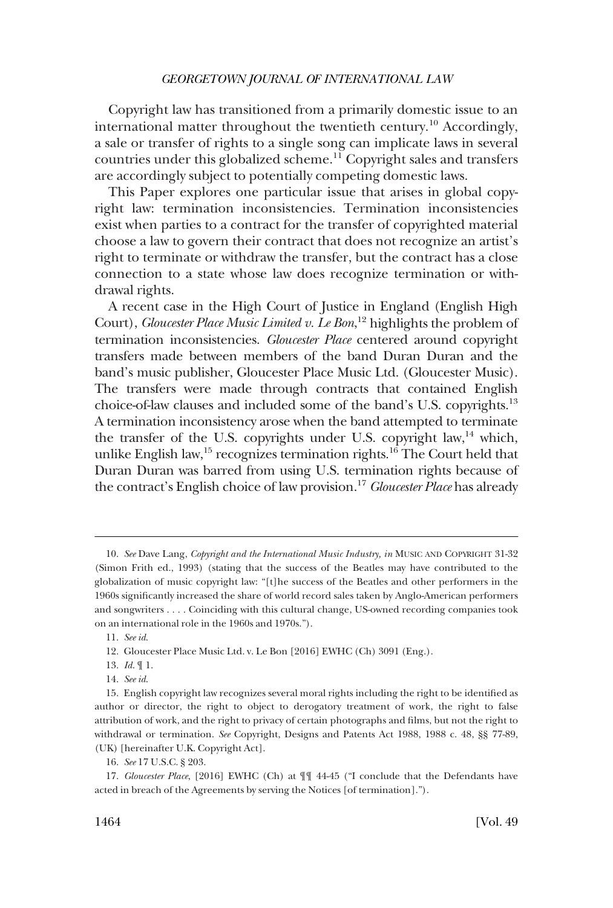Copyright law has transitioned from a primarily domestic issue to an international matter throughout the twentieth century.[10] Accordingly, a sale or transfer of rights to a single song can implicate laws in several countries under this globalized scheme.[11] Copyright sales and transfers are accordingly subject to potentially competing domestic laws.

This Paper explores one particular issue that arises in global copyright law: termination inconsistencies. Termination inconsistencies exist when parties to a contract for the transfer of copyrighted material choose a law to govern their contract that does not recognize an artist's right to terminate or withdraw the transfer, but the contract has a close connection to a state whose law does recognize termination or withdrawal rights.

A recent case in the High Court of Justice in England (English High Court), *Gloucester Place Music Limited v. Le Bon*,[12] highlights the problem of termination inconsistencies. *Gloucester Place* centered around copyright transfers made between members of the band Duran Duran and the band's music publisher, Gloucester Place Music Ltd. (Gloucester Music). The transfers were made through contracts that contained English choice-of-law clauses and included some of the band's U.S. copyrights.[13] A termination inconsistency arose when the band attempted to terminate the transfer of the U.S. copyrights under U.S. copyright law,[14] which, unlike English law,[15] recognizes termination rights.[16] The Court held that Duran Duran was barred from using U.S. termination rights because of the contract's English choice of law provision.[17] *Gloucester Place* has already

---

10. *See* Dave Lang, *Copyright and the International Music Industry, in* MUSIC AND COPYRIGHT 31-32 (Simon Frith ed., 1993) (stating that the success of the Beatles may have contributed to the globalization of music copyright law: "[t]he success of the Beatles and other performers in the 1960s significantly increased the share of world record sales taken by Anglo-American performers and songwriters . . . . Coinciding with this cultural change, US-owned recording companies took on an international role in the 1960s and 1970s.").

11. *See id.*

12. Gloucester Place Music Ltd. v. Le Bon [2016] EWHC (Ch) 3091 (Eng.).

13. *Id.* ¶ 1.

14. *See id.*

15. English copyright law recognizes several moral rights including the right to be identified as author or director, the right to object to derogatory treatment of work, the right to false attribution of work, and the right to privacy of certain photographs and films, but not the right to withdrawal or termination. *See* Copyright, Designs and Patents Act 1988, 1988 c. 48, §§ 77-89, (UK) [hereinafter U.K. Copyright Act].

16. *See* 17 U.S.C. § 203.

17. *Gloucester Place*, [2016] EWHC (Ch) at ¶¶ 44-45 ("I conclude that the Defendants have acted in breach of the Agreements by serving the Notices [of termination].").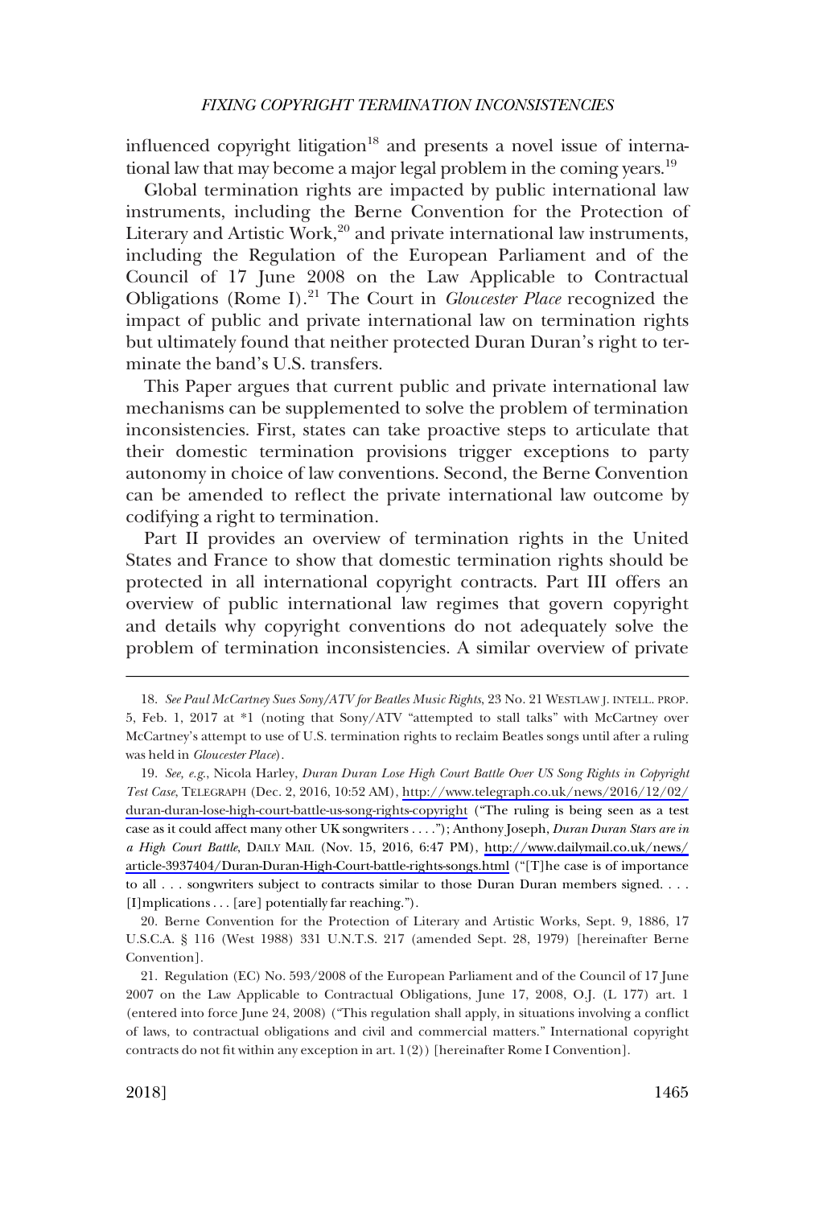influenced copyright litigation[18] and presents a novel issue of international law that may become a major legal problem in the coming years.[19]

Global termination rights are impacted by public international law instruments, including the Berne Convention for the Protection of Literary and Artistic Work,[20] and private international law instruments, including the Regulation of the European Parliament and of the Council of 17 June 2008 on the Law Applicable to Contractual Obligations (Rome I).[21] The Court in *Gloucester Place* recognized the impact of public and private international law on termination rights but ultimately found that neither protected Duran Duran's right to terminate the band's U.S. transfers.

This Paper argues that current public and private international law mechanisms can be supplemented to solve the problem of termination inconsistencies. First, states can take proactive steps to articulate that their domestic termination provisions trigger exceptions to party autonomy in choice of law conventions. Second, the Berne Convention can be amended to reflect the private international law outcome by codifying a right to termination.

Part II provides an overview of termination rights in the United States and France to show that domestic termination rights should be protected in all international copyright contracts. Part III offers an overview of public international law regimes that govern copyright and details why copyright conventions do not adequately solve the problem of termination inconsistencies. A similar overview of private

---

18. *See Paul McCartney Sues Sony/ATV for Beatles Music Rights*, 23 No. 21 WESTLAW J. INTELL. PROP. 5, Feb. 1, 2017 at *1 (noting that Sony/ATV "attempted to stall talks" with McCartney over McCartney's attempt to use of U.S. termination rights to reclaim Beatles songs until after a ruling was held in *Gloucester Place*).

19. *See, e.g.*, Nicola Harley, *Duran Duran Lose High Court Battle Over US Song Rights in Copyright Test Case*, TELEGRAPH (Dec. 2, 2016, 10:52 AM), http://www.telegraph.co.uk/news/2016/12/02/duran-duran-lose-high-court-battle-us-song-rights-copyright ("The ruling is being seen as a test case as it could affect many other UK songwriters . . . ."); Anthony Joseph, *Duran Duran Stars are in a High Court Battle*, DAILY MAIL (Nov. 15, 2016, 6:47 PM), http://www.dailymail.co.uk/news/article-3937404/Duran-Duran-High-Court-battle-rights-songs.html ("[T]he case is of importance to all . . . songwriters subject to contracts similar to those Duran Duran members signed. . . . [I]mplications . . . [are] potentially far reaching.").

20. Berne Convention for the Protection of Literary and Artistic Works, Sept. 9, 1886, 17 U.S.C.A. § 116 (West 1988) 331 U.N.T.S. 217 (amended Sept. 28, 1979) [hereinafter Berne Convention].

21. Regulation (EC) No. 593/2008 of the European Parliament and of the Council of 17 June 2007 on the Law Applicable to Contractual Obligations, June 17, 2008, O.J. (L 177) art. 1 (entered into force June 24, 2008) ("This regulation shall apply, in situations involving a conflict of laws, to contractual obligations and civil and commercial matters." International copyright contracts do not fit within any exception in art. 1(2)) [hereinafter Rome I Convention].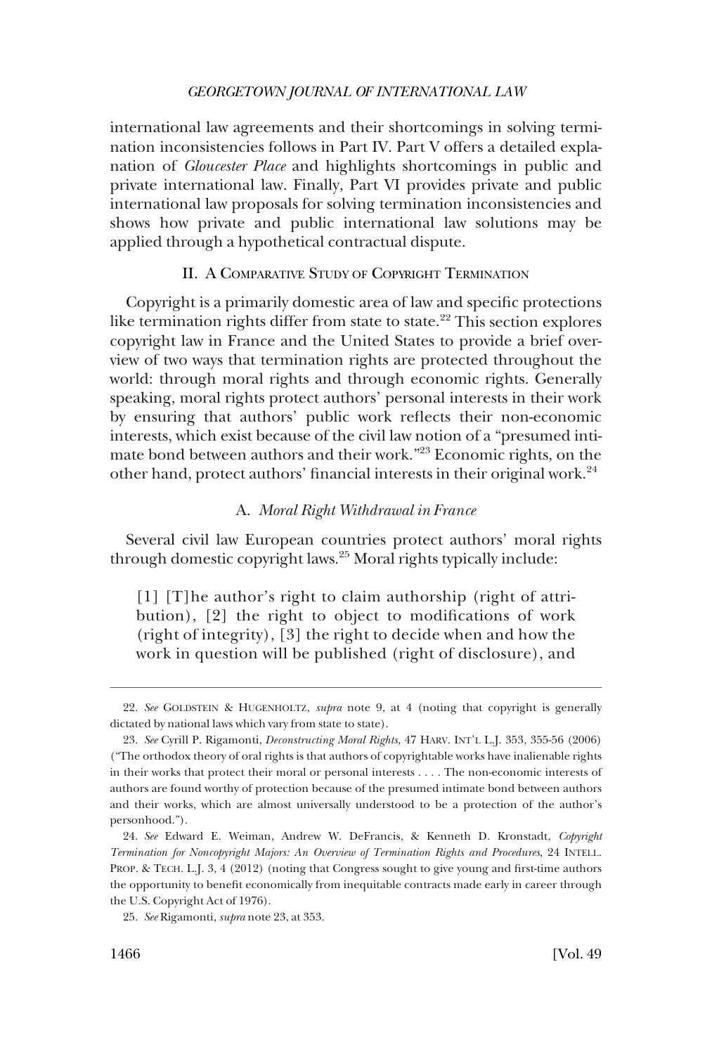international law agreements and their shortcomings in solving termination inconsistencies follows in Part IV. Part V offers a detailed explanation of *Gloucester Place* and highlights shortcomings in public and private international law. Finally, Part VI provides private and public international law proposals for solving termination inconsistencies and shows how private and public international law solutions may be applied through a hypothetical contractual dispute.

## II. A Comparative Study of Copyright Termination

Copyright is a primarily domestic area of law and specific protections like termination rights differ from state to state.[22] This section explores copyright law in France and the United States to provide a brief overview of two ways that termination rights are protected throughout the world: through moral rights and through economic rights. Generally speaking, moral rights protect authors' personal interests in their work by ensuring that authors' public work reflects their non-economic interests, which exist because of the civil law notion of a "presumed intimate bond between authors and their work."[23] Economic rights, on the other hand, protect authors' financial interests in their original work.[24]

### A. *Moral Right Withdrawal in France*

Several civil law European countries protect authors' moral rights through domestic copyright laws.[25] Moral rights typically include:

> [1] [T]he author's right to claim authorship (right of attribution), [2] the right to object to modifications of work (right of integrity), [3] the right to decide when and how the work in question will be published (right of disclosure), and

---

22. *See* Goldstein & Hugenholtz, *supra* note 9, at 4 (noting that copyright is generally dictated by national laws which vary from state to state).

23. *See* Cyrill P. Rigamonti, *Deconstructing Moral Rights*, 47 Harv. Int'l L.J. 353, 355-56 (2006) ("The orthodox theory of oral rights is that authors of copyrightable works have inalienable rights in their works that protect their moral or personal interests . . . . The non-economic interests of authors are found worthy of protection because of the presumed intimate bond between authors and their works, which are almost universally understood to be a protection of the author's personhood.").

24. *See* Edward E. Weiman, Andrew W. DeFrancis, & Kenneth D. Kronstadt, *Copyright Termination for Noncopyright Majors: An Overview of Termination Rights and Procedures*, 24 Intell. Prop. & Tech. L.J. 3, 4 (2012) (noting that Congress sought to give young and first-time authors the opportunity to benefit economically from inequitable contracts made early in career through the U.S. Copyright Act of 1976).

25. *See* Rigamonti, *supra* note 23, at 353.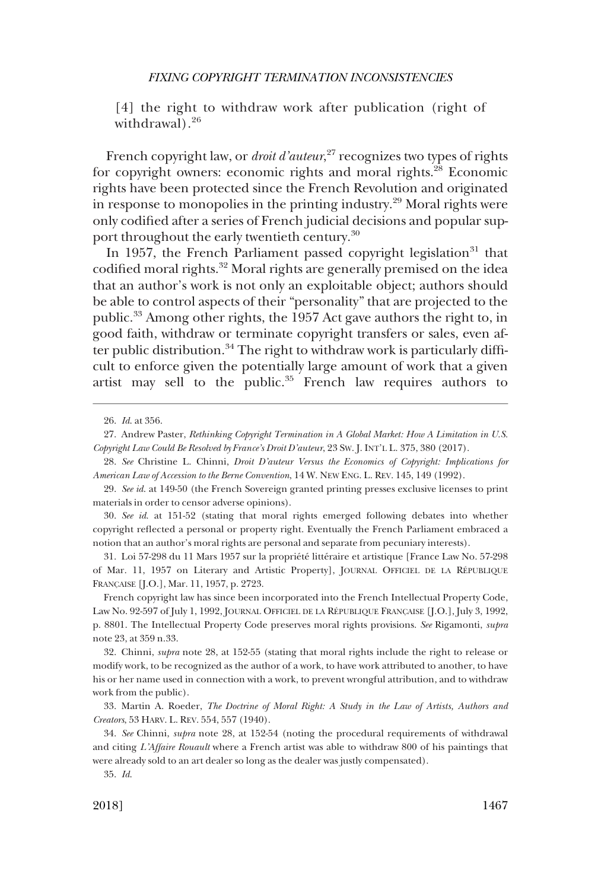[4] the right to withdraw work after publication (right of withdrawal).[26]

French copyright law, or *droit d'auteur*,[27] recognizes two types of rights for copyright owners: economic rights and moral rights.[28] Economic rights have been protected since the French Revolution and originated in response to monopolies in the printing industry.[29] Moral rights were only codified after a series of French judicial decisions and popular support throughout the early twentieth century.[30]

In 1957, the French Parliament passed copyright legislation[31] that codified moral rights.[32] Moral rights are generally premised on the idea that an author's work is not only an exploitable object; authors should be able to control aspects of their "personality" that are projected to the public.[33] Among other rights, the 1957 Act gave authors the right to, in good faith, withdraw or terminate copyright transfers or sales, even after public distribution.[34] The right to withdraw work is particularly difficult to enforce given the potentially large amount of work that a given artist may sell to the public.[35] French law requires authors to

---

26. *Id.* at 356.

27. Andrew Paster, *Rethinking Copyright Termination in A Global Market: How A Limitation in U.S. Copyright Law Could Be Resolved by France's Droit D'auteur*, 23 SW. J. INT'L L. 375, 380 (2017).

28. *See* Christine L. Chinni, *Droit D'auteur Versus the Economics of Copyright: Implications for American Law of Accession to the Berne Convention*, 14 W. NEW ENG. L. REV. 145, 149 (1992).

29. *See id.* at 149-50 (the French Sovereign granted printing presses exclusive licenses to print materials in order to censor adverse opinions).

30. *See id.* at 151-52 (stating that moral rights emerged following debates into whether copyright reflected a personal or property right. Eventually the French Parliament embraced a notion that an author's moral rights are personal and separate from pecuniary interests).

31. Loi 57-298 du 11 Mars 1957 sur la propriété littéraire et artistique [France Law No. 57-298 of Mar. 11, 1957 on Literary and Artistic Property], JOURNAL OFFICIEL DE LA RÉPUBLIQUE FRANÇAISE [J.O.], Mar. 11, 1957, p. 2723.

French copyright law has since been incorporated into the French Intellectual Property Code, Law No. 92-597 of July 1, 1992, JOURNAL OFFICIEL DE LA RÉPUBLIQUE FRANÇAISE [J.O.], July 3, 1992, p. 8801. The Intellectual Property Code preserves moral rights provisions. *See* Rigamonti, *supra* note 23, at 359 n.33.

32. Chinni, *supra* note 28, at 152-55 (stating that moral rights include the right to release or modify work, to be recognized as the author of a work, to have work attributed to another, to have his or her name used in connection with a work, to prevent wrongful attribution, and to withdraw work from the public).

33. Martin A. Roeder, *The Doctrine of Moral Right: A Study in the Law of Artists, Authors and Creators*, 53 HARV. L. REV. 554, 557 (1940).

34. *See* Chinni, *supra* note 28, at 152-54 (noting the procedural requirements of withdrawal and citing *L'Affaire Rouault* where a French artist was able to withdraw 800 of his paintings that were already sold to an art dealer so long as the dealer was justly compensated).

35. *Id.*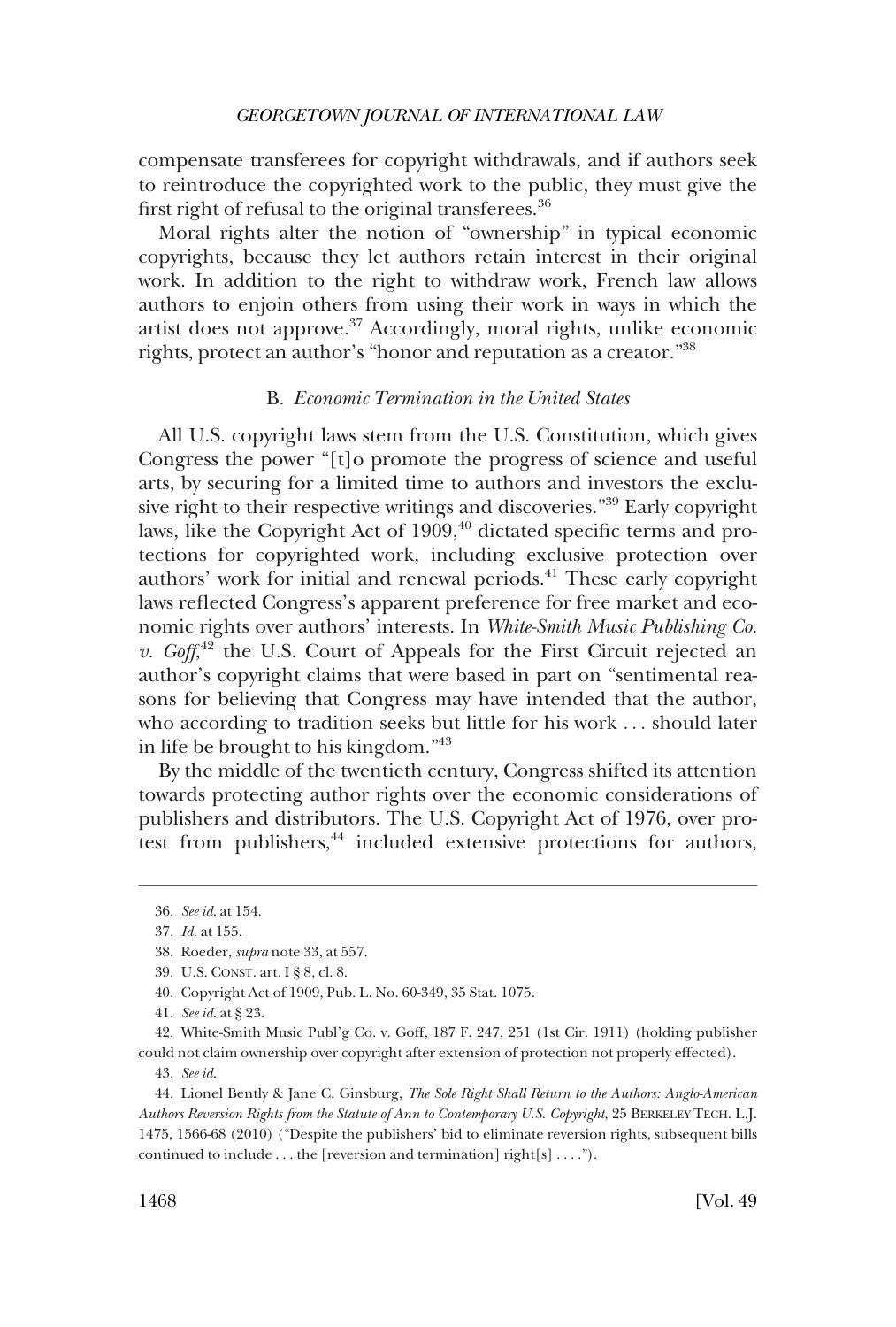compensate transferees for copyright withdrawals, and if authors seek to reintroduce the copyrighted work to the public, they must give the first right of refusal to the original transferees.[36]

Moral rights alter the notion of "ownership" in typical economic copyrights, because they let authors retain interest in their original work. In addition to the right to withdraw work, French law allows authors to enjoin others from using their work in ways in which the artist does not approve.[37] Accordingly, moral rights, unlike economic rights, protect an author's "honor and reputation as a creator."[38]

### B. *Economic Termination in the United States*

All U.S. copyright laws stem from the U.S. Constitution, which gives Congress the power "[t]o promote the progress of science and useful arts, by securing for a limited time to authors and investors the exclusive right to their respective writings and discoveries."[39] Early copyright laws, like the Copyright Act of 1909,[40] dictated specific terms and protections for copyrighted work, including exclusive protection over authors' work for initial and renewal periods.[41] These early copyright laws reflected Congress's apparent preference for free market and economic rights over authors' interests. In *White-Smith Music Publishing Co. v. Goff*,[42] the U.S. Court of Appeals for the First Circuit rejected an author's copyright claims that were based in part on "sentimental reasons for believing that Congress may have intended that the author, who according to tradition seeks but little for his work . . . should later in life be brought to his kingdom."[43]

By the middle of the twentieth century, Congress shifted its attention towards protecting author rights over the economic considerations of publishers and distributors. The U.S. Copyright Act of 1976, over protest from publishers,[44] included extensive protections for authors,

---

36. *See id.* at 154.

37. *Id.* at 155.

38. Roeder, *supra* note 33, at 557.

39. U.S. CONST. art. I § 8, cl. 8.

40. Copyright Act of 1909, Pub. L. No. 60-349, 35 Stat. 1075.

41. *See id.* at § 23.

42. White-Smith Music Publ'g Co. v. Goff, 187 F. 247, 251 (1st Cir. 1911) (holding publisher could not claim ownership over copyright after extension of protection not properly effected).

43. *See id.*

44. Lionel Bently & Jane C. Ginsburg, *The Sole Right Shall Return to the Authors: Anglo-American Authors Reversion Rights from the Statute of Ann to Contemporary U.S. Copyright*, 25 BERKELEY TECH. L.J. 1475, 1566-68 (2010) ("Despite the publishers' bid to eliminate reversion rights, subsequent bills continued to include . . . the [reversion and termination] right[s] . . . .").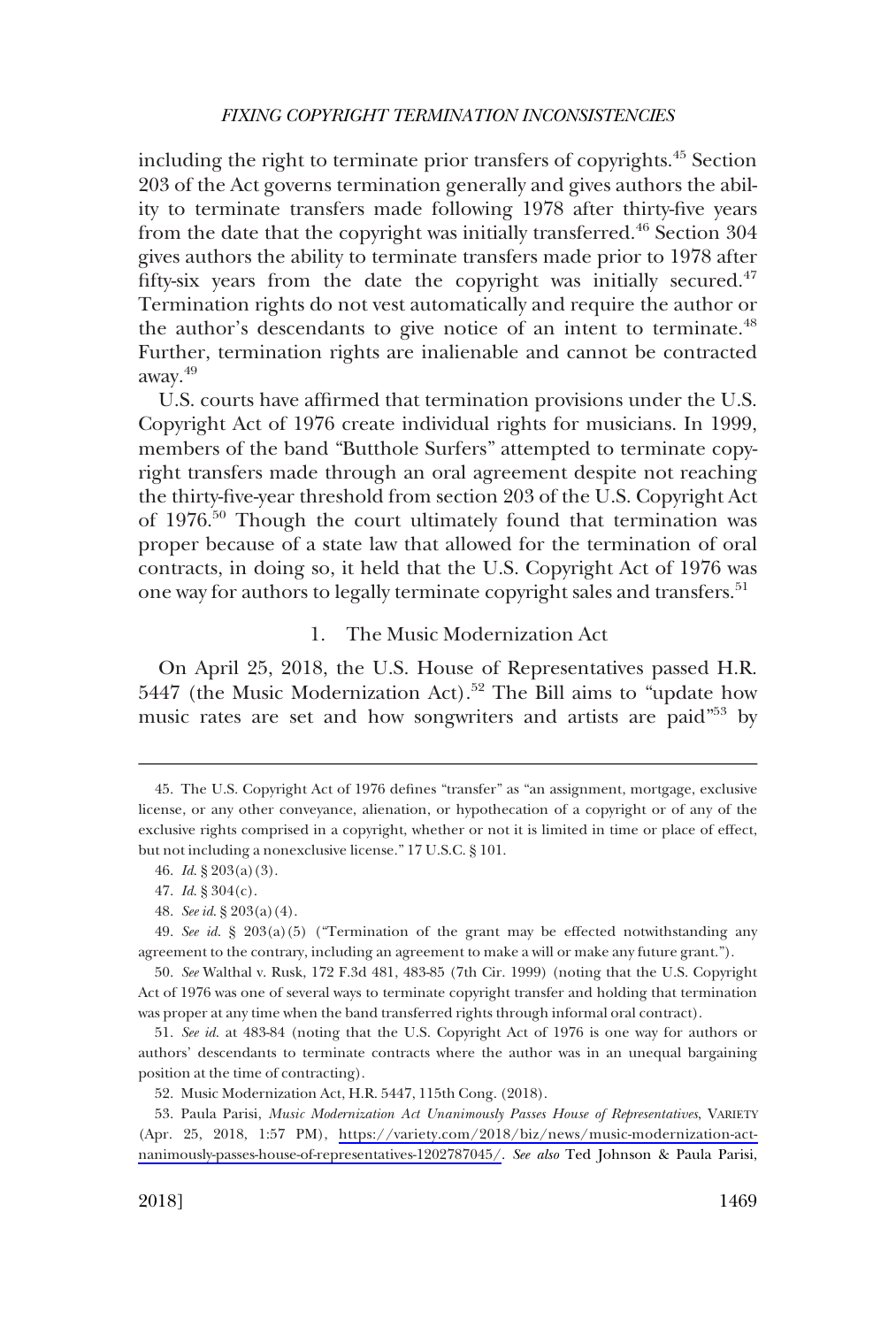including the right to terminate prior transfers of copyrights.[45] Section 203 of the Act governs termination generally and gives authors the ability to terminate transfers made following 1978 after thirty-five years from the date that the copyright was initially transferred.[46] Section 304 gives authors the ability to terminate transfers made prior to 1978 after fifty-six years from the date the copyright was initially secured.[47] Termination rights do not vest automatically and require the author or the author's descendants to give notice of an intent to terminate.[48] Further, termination rights are inalienable and cannot be contracted away.[49]

U.S. courts have affirmed that termination provisions under the U.S. Copyright Act of 1976 create individual rights for musicians. In 1999, members of the band "Butthole Surfers" attempted to terminate copyright transfers made through an oral agreement despite not reaching the thirty-five-year threshold from section 203 of the U.S. Copyright Act of 1976.[50] Though the court ultimately found that termination was proper because of a state law that allowed for the termination of oral contracts, in doing so, it held that the U.S. Copyright Act of 1976 was one way for authors to legally terminate copyright sales and transfers.[51]

### 1. The Music Modernization Act

On April 25, 2018, the U.S. House of Representatives passed H.R. 5447 (the Music Modernization Act).[52] The Bill aims to "update how music rates are set and how songwriters and artists are paid"[53] by

---

45. The U.S. Copyright Act of 1976 defines "transfer" as "an assignment, mortgage, exclusive license, or any other conveyance, alienation, or hypothecation of a copyright or of any of the exclusive rights comprised in a copyright, whether or not it is limited in time or place of effect, but not including a nonexclusive license." 17 U.S.C. § 101.

46. *Id.* § 203(a)(3).

47. *Id.* § 304(c).

48. *See id.* § 203(a)(4).

49. *See id.* § 203(a)(5) ("Termination of the grant may be effected notwithstanding any agreement to the contrary, including an agreement to make a will or make any future grant.").

50. *See* Walthal v. Rusk, 172 F.3d 481, 483-85 (7th Cir. 1999) (noting that the U.S. Copyright Act of 1976 was one of several ways to terminate copyright transfer and holding that termination was proper at any time when the band transferred rights through informal oral contract).

51. *See id.* at 483-84 (noting that the U.S. Copyright Act of 1976 is one way for authors or authors' descendants to terminate contracts where the author was in an unequal bargaining position at the time of contracting).

52. Music Modernization Act, H.R. 5447, 115th Cong. (2018).

53. Paula Parisi, *Music Modernization Act Unanimously Passes House of Representatives*, VARIETY (Apr. 25, 2018, 1:57 PM), https://variety.com/2018/biz/news/music-modernization-act-nanimously-passes-house-of-representatives-1202787045/. *See also* Ted Johnson & Paula Parisi,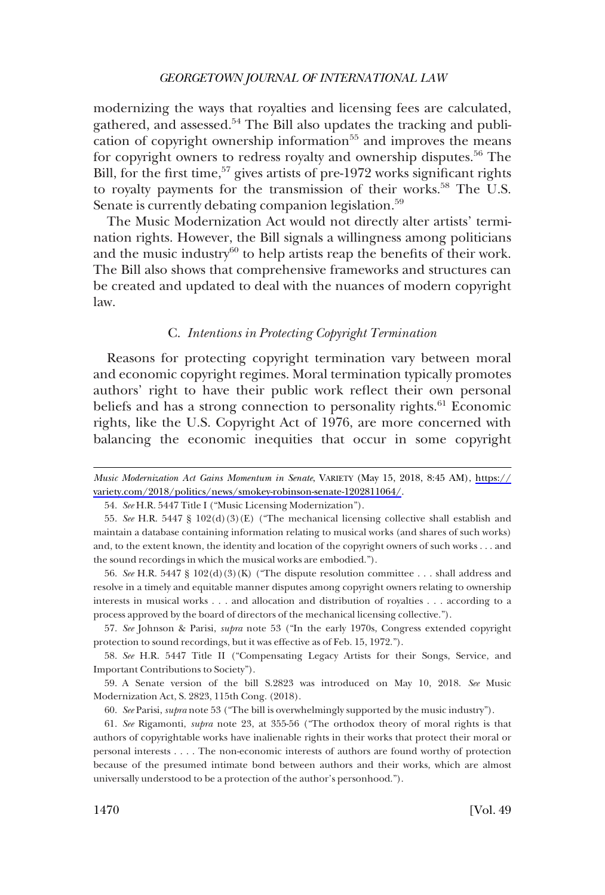modernizing the ways that royalties and licensing fees are calculated, gathered, and assessed.[54] The Bill also updates the tracking and publication of copyright ownership information[55] and improves the means for copyright owners to redress royalty and ownership disputes.[56] The Bill, for the first time,[57] gives artists of pre-1972 works significant rights to royalty payments for the transmission of their works.[58] The U.S. Senate is currently debating companion legislation.[59]

The Music Modernization Act would not directly alter artists' termination rights. However, the Bill signals a willingness among politicians and the music industry[60] to help artists reap the benefits of their work. The Bill also shows that comprehensive frameworks and structures can be created and updated to deal with the nuances of modern copyright law.

### C. *Intentions in Protecting Copyright Termination*

Reasons for protecting copyright termination vary between moral and economic copyright regimes. Moral termination typically promotes authors' right to have their public work reflect their own personal beliefs and has a strong connection to personality rights.[61] Economic rights, like the U.S. Copyright Act of 1976, are more concerned with balancing the economic inequities that occur in some copyright

---

*Music Modernization Act Gains Momentum in Senate*, VARIETY (May 15, 2018, 8:45 AM), https://variety.com/2018/politics/news/smokey-robinson-senate-1202811064/.

54. *See* H.R. 5447 Title I ("Music Licensing Modernization").

55. *See* H.R. 5447 § 102(d)(3)(E) ("The mechanical licensing collective shall establish and maintain a database containing information relating to musical works (and shares of such works) and, to the extent known, the identity and location of the copyright owners of such works . . . and the sound recordings in which the musical works are embodied.").

56. *See* H.R. 5447 § 102(d)(3)(K) ("The dispute resolution committee . . . shall address and resolve in a timely and equitable manner disputes among copyright owners relating to ownership interests in musical works . . . and allocation and distribution of royalties . . . according to a process approved by the board of directors of the mechanical licensing collective.").

57. *See* Johnson & Parisi, *supra* note 53 ("In the early 1970s, Congress extended copyright protection to sound recordings, but it was effective as of Feb. 15, 1972.").

58. *See* H.R. 5447 Title II ("Compensating Legacy Artists for their Songs, Service, and Important Contributions to Society").

59. A Senate version of the bill S.2823 was introduced on May 10, 2018. *See* Music Modernization Act, S. 2823, 115th Cong. (2018).

60. *See* Parisi, *supra* note 53 ("The bill is overwhelmingly supported by the music industry").

61. *See* Rigamonti, *supra* note 23, at 355-56 ("The orthodox theory of moral rights is that authors of copyrightable works have inalienable rights in their works that protect their moral or personal interests . . . . The non-economic interests of authors are found worthy of protection because of the presumed intimate bond between authors and their works, which are almost universally understood to be a protection of the author's personhood.").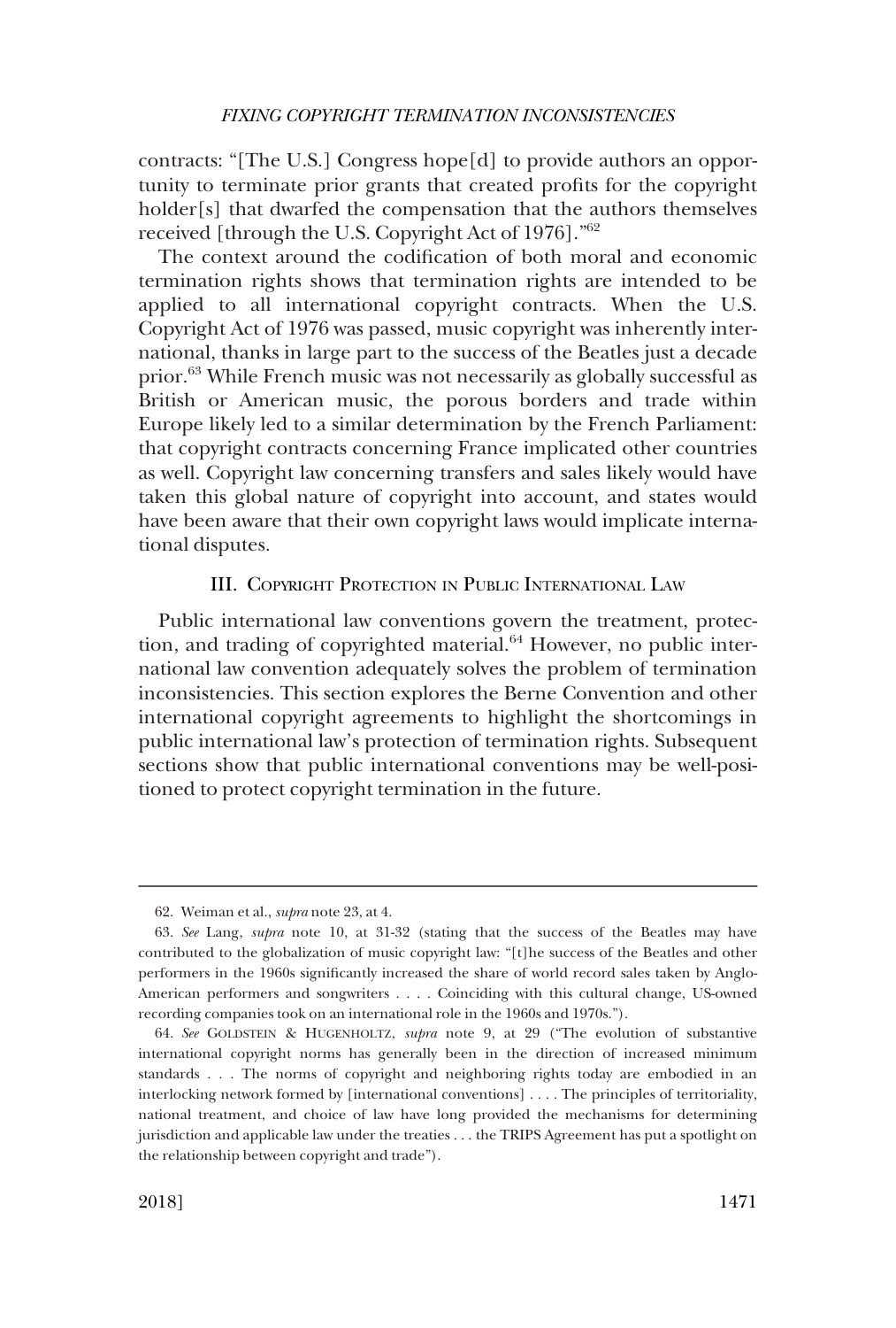contracts: "[The U.S.] Congress hope[d] to provide authors an opportunity to terminate prior grants that created profits for the copyright holder[s] that dwarfed the compensation that the authors themselves received [through the U.S. Copyright Act of 1976]."[62]

The context around the codification of both moral and economic termination rights shows that termination rights are intended to be applied to all international copyright contracts. When the U.S. Copyright Act of 1976 was passed, music copyright was inherently international, thanks in large part to the success of the Beatles just a decade prior.[63] While French music was not necessarily as globally successful as British or American music, the porous borders and trade within Europe likely led to a similar determination by the French Parliament: that copyright contracts concerning France implicated other countries as well. Copyright law concerning transfers and sales likely would have taken this global nature of copyright into account, and states would have been aware that their own copyright laws would implicate international disputes.

## III. Copyright Protection in Public International Law

Public international law conventions govern the treatment, protection, and trading of copyrighted material.[64] However, no public international law convention adequately solves the problem of termination inconsistencies. This section explores the Berne Convention and other international copyright agreements to highlight the shortcomings in public international law's protection of termination rights. Subsequent sections show that public international conventions may be well-positioned to protect copyright termination in the future.

---

62. Weiman et al., *supra* note 23, at 4.

63. *See* Lang, *supra* note 10, at 31-32 (stating that the success of the Beatles may have contributed to the globalization of music copyright law: "[t]he success of the Beatles and other performers in the 1960s significantly increased the share of world record sales taken by Anglo-American performers and songwriters . . . . Coinciding with this cultural change, US-owned recording companies took on an international role in the 1960s and 1970s.").

64. *See* Goldstein & Hugenholtz, *supra* note 9, at 29 ("The evolution of substantive international copyright norms has generally been in the direction of increased minimum standards . . . The norms of copyright and neighboring rights today are embodied in an interlocking network formed by [international conventions] . . . . The principles of territoriality, national treatment, and choice of law have long provided the mechanisms for determining jurisdiction and applicable law under the treaties . . . the TRIPS Agreement has put a spotlight on the relationship between copyright and trade").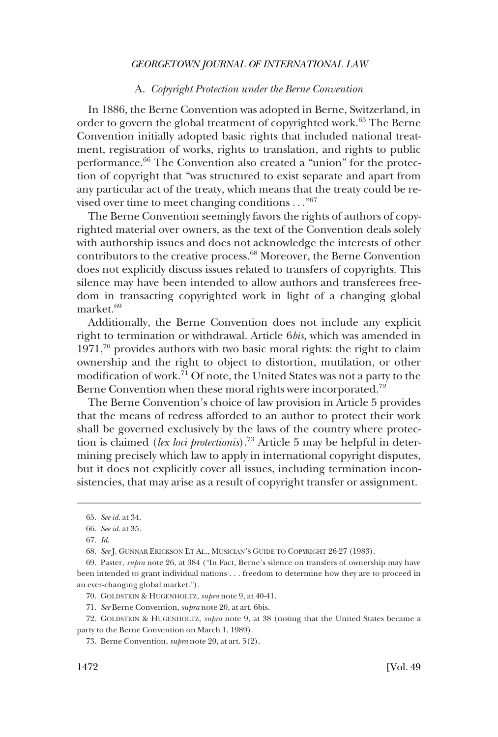### A. *Copyright Protection under the Berne Convention*

In 1886, the Berne Convention was adopted in Berne, Switzerland, in order to govern the global treatment of copyrighted work.[65] The Berne Convention initially adopted basic rights that included national treatment, registration of works, rights to translation, and rights to public performance.[66] The Convention also created a "union" for the protection of copyright that "was structured to exist separate and apart from any particular act of the treaty, which means that the treaty could be revised over time to meet changing conditions . . ."[67]

The Berne Convention seemingly favors the rights of authors of copyrighted material over owners, as the text of the Convention deals solely with authorship issues and does not acknowledge the interests of other contributors to the creative process.[68] Moreover, the Berne Convention does not explicitly discuss issues related to transfers of copyrights. This silence may have been intended to allow authors and transferees freedom in transacting copyrighted work in light of a changing global market.[69]

Additionally, the Berne Convention does not include any explicit right to termination or withdrawal. Article 6*bis*, which was amended in 1971,[70] provides authors with two basic moral rights: the right to claim ownership and the right to object to distortion, mutilation, or other modification of work.[71] Of note, the United States was not a party to the Berne Convention when these moral rights were incorporated.[72]

The Berne Convention's choice of law provision in Article 5 provides that the means of redress afforded to an author to protect their work shall be governed exclusively by the laws of the country where protection is claimed (*lex loci protectionis*).[73] Article 5 may be helpful in determining precisely which law to apply in international copyright disputes, but it does not explicitly cover all issues, including termination inconsistencies, that may arise as a result of copyright transfer or assignment.

---

65. *See id.* at 34.

66. *See id.* at 35.

67. *Id.*

68. *See* J. GUNNAR ERICKSON ET AL., MUSICIAN'S GUIDE TO COPYRIGHT 26-27 (1983).

69. Paster, *supra* note 26, at 384 ("In Fact, Berne's silence on transfers of ownership may have been intended to grant individual nations . . . freedom to determine how they are to proceed in an ever-changing global market.").

70. GOLDSTEIN & HUGENHOLTZ, *supra* note 9, at 40-41.

71. *See* Berne Convention, *supra* note 20, at art. 6bis.

72. GOLDSTEIN & HUGENHOLTZ, *supra* note 9, at 38 (noting that the United States became a party to the Berne Convention on March 1, 1989).

73. Berne Convention, *supra* note 20, at art. 5(2).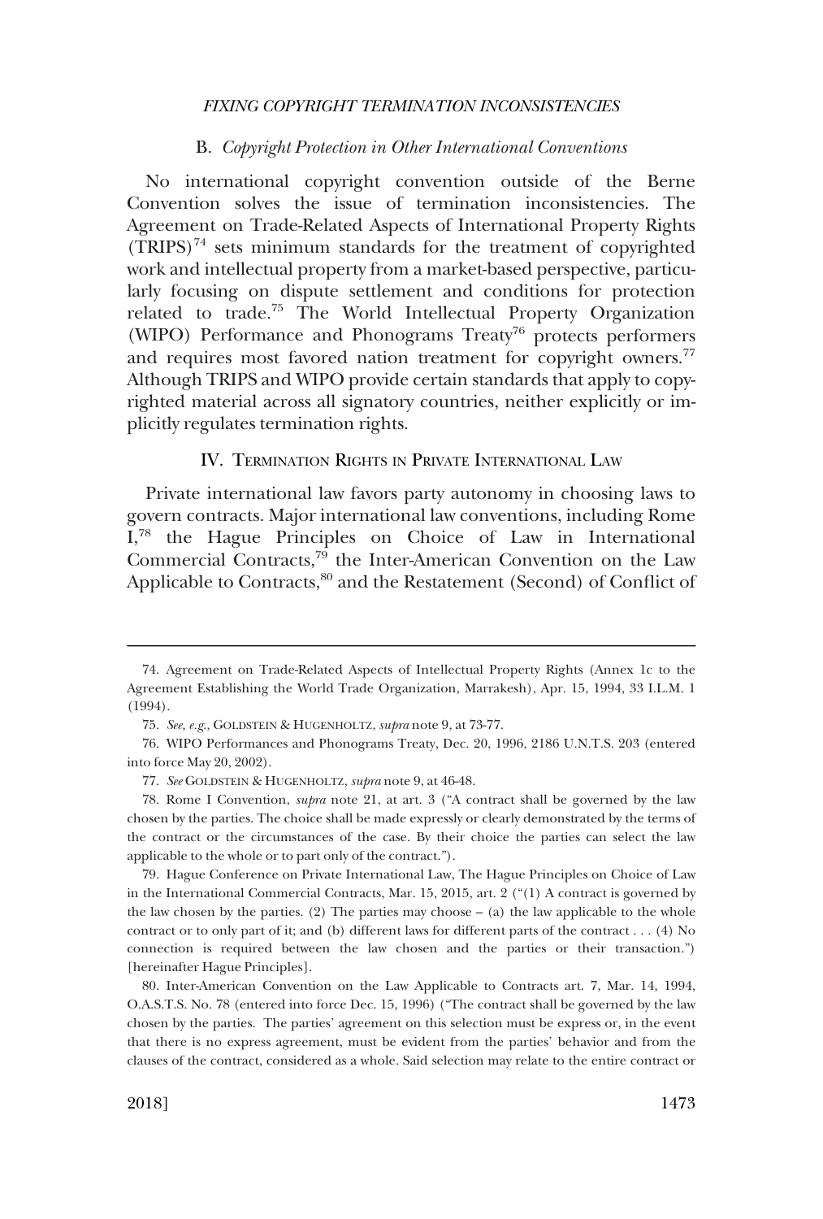### B. *Copyright Protection in Other International Conventions*

No international copyright convention outside of the Berne Convention solves the issue of termination inconsistencies. The Agreement on Trade-Related Aspects of International Property Rights (TRIPS)[74] sets minimum standards for the treatment of copyrighted work and intellectual property from a market-based perspective, particularly focusing on dispute settlement and conditions for protection related to trade.[75] The World Intellectual Property Organization (WIPO) Performance and Phonograms Treaty[76] protects performers and requires most favored nation treatment for copyright owners.[77] Although TRIPS and WIPO provide certain standards that apply to copyrighted material across all signatory countries, neither explicitly or implicitly regulates termination rights.

## IV. TERMINATION RIGHTS IN PRIVATE INTERNATIONAL LAW

Private international law favors party autonomy in choosing laws to govern contracts. Major international law conventions, including Rome I,[78] the Hague Principles on Choice of Law in International Commercial Contracts,[79] the Inter-American Convention on the Law Applicable to Contracts,[80] and the Restatement (Second) of Conflict of

---

74. Agreement on Trade-Related Aspects of Intellectual Property Rights (Annex 1c to the Agreement Establishing the World Trade Organization, Marrakesh), Apr. 15, 1994, 33 I.L.M. 1 (1994).

75. *See, e.g.*, GOLDSTEIN & HUGENHOLTZ, *supra* note 9, at 73-77.

76. WIPO Performances and Phonograms Treaty, Dec. 20, 1996, 2186 U.N.T.S. 203 (entered into force May 20, 2002).

77. *See* GOLDSTEIN & HUGENHOLTZ, *supra* note 9, at 46-48.

78. Rome I Convention, *supra* note 21, at art. 3 ("A contract shall be governed by the law chosen by the parties. The choice shall be made expressly or clearly demonstrated by the terms of the contract or the circumstances of the case. By their choice the parties can select the law applicable to the whole or to part only of the contract.").

79. Hague Conference on Private International Law, The Hague Principles on Choice of Law in the International Commercial Contracts, Mar. 15, 2015, art. 2 ("(1) A contract is governed by the law chosen by the parties. (2) The parties may choose – (a) the law applicable to the whole contract or to only part of it; and (b) different laws for different parts of the contract . . . (4) No connection is required between the law chosen and the parties or their transaction.") [hereinafter Hague Principles].

80. Inter-American Convention on the Law Applicable to Contracts art. 7, Mar. 14, 1994, O.A.S.T.S. No. 78 (entered into force Dec. 15, 1996) ("The contract shall be governed by the law chosen by the parties. The parties' agreement on this selection must be express or, in the event that there is no express agreement, must be evident from the parties' behavior and from the clauses of the contract, considered as a whole. Said selection may relate to the entire contract or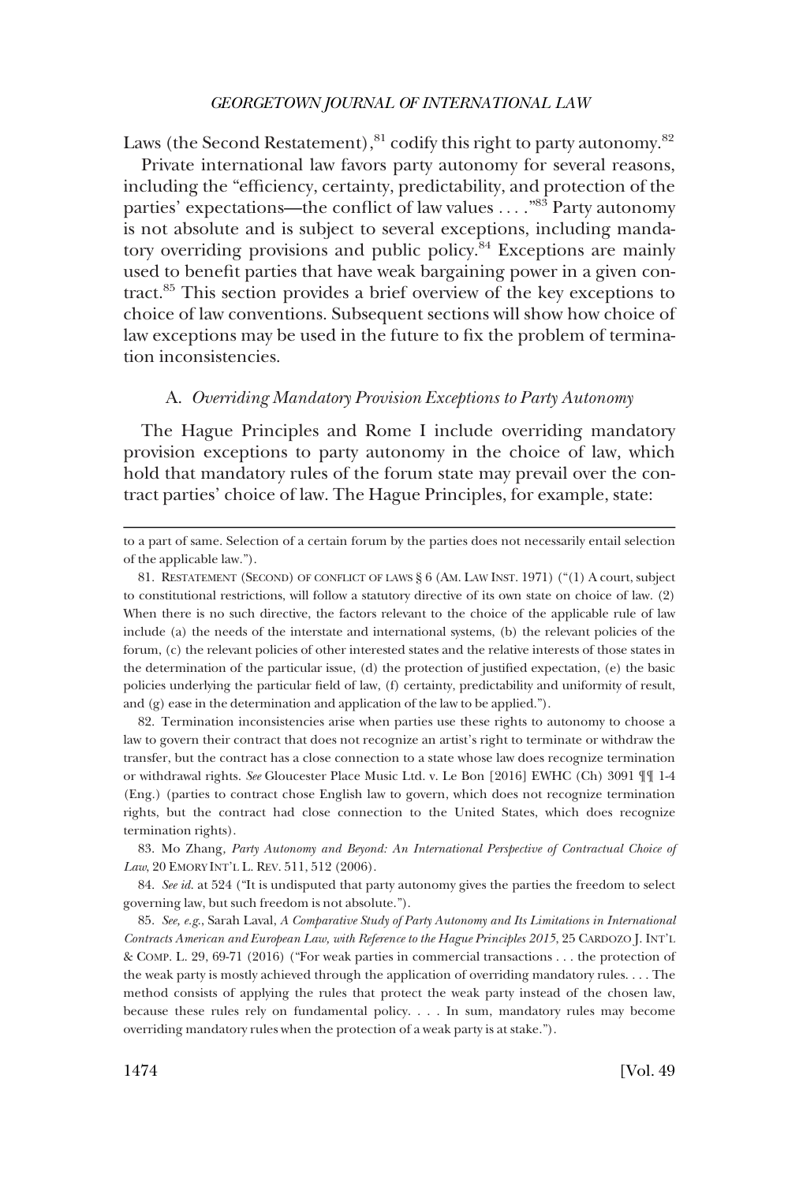Laws (the Second Restatement),[81] codify this right to party autonomy.[82]

Private international law favors party autonomy for several reasons, including the "efficiency, certainty, predictability, and protection of the parties' expectations—the conflict of law values . . . ."[83] Party autonomy is not absolute and is subject to several exceptions, including mandatory overriding provisions and public policy.[84] Exceptions are mainly used to benefit parties that have weak bargaining power in a given contract.[85] This section provides a brief overview of the key exceptions to choice of law conventions. Subsequent sections will show how choice of law exceptions may be used in the future to fix the problem of termination inconsistencies.

### A. *Overriding Mandatory Provision Exceptions to Party Autonomy*

The Hague Principles and Rome I include overriding mandatory provision exceptions to party autonomy in the choice of law, which hold that mandatory rules of the forum state may prevail over the contract parties' choice of law. The Hague Principles, for example, state:

---

to a part of same. Selection of a certain forum by the parties does not necessarily entail selection of the applicable law.").

81. RESTATEMENT (SECOND) OF CONFLICT OF LAWS § 6 (AM. LAW INST. 1971) ("(1) A court, subject to constitutional restrictions, will follow a statutory directive of its own state on choice of law. (2) When there is no such directive, the factors relevant to the choice of the applicable rule of law include (a) the needs of the interstate and international systems, (b) the relevant policies of the forum, (c) the relevant policies of other interested states and the relative interests of those states in the determination of the particular issue, (d) the protection of justified expectation, (e) the basic policies underlying the particular field of law, (f) certainty, predictability and uniformity of result, and (g) ease in the determination and application of the law to be applied.").

82. Termination inconsistencies arise when parties use these rights to autonomy to choose a law to govern their contract that does not recognize an artist's right to terminate or withdraw the transfer, but the contract has a close connection to a state whose law does recognize termination or withdrawal rights. *See* Gloucester Place Music Ltd. v. Le Bon [2016] EWHC (Ch) 3091 ¶¶ 1-4 (Eng.) (parties to contract chose English law to govern, which does not recognize termination rights, but the contract had close connection to the United States, which does recognize termination rights).

83. Mo Zhang, *Party Autonomy and Beyond: An International Perspective of Contractual Choice of Law*, 20 EMORY INT'L L. REV. 511, 512 (2006).

84. *See id.* at 524 ("It is undisputed that party autonomy gives the parties the freedom to select governing law, but such freedom is not absolute.").

85. *See, e.g.*, Sarah Laval, *A Comparative Study of Party Autonomy and Its Limitations in International Contracts American and European Law, with Reference to the Hague Principles 2015*, 25 CARDOZO J. INT'L & COMP. L. 29, 69-71 (2016) ("For weak parties in commercial transactions . . . the protection of the weak party is mostly achieved through the application of overriding mandatory rules. . . . The method consists of applying the rules that protect the weak party instead of the chosen law, because these rules rely on fundamental policy. . . . In sum, mandatory rules may become overriding mandatory rules when the protection of a weak party is at stake.").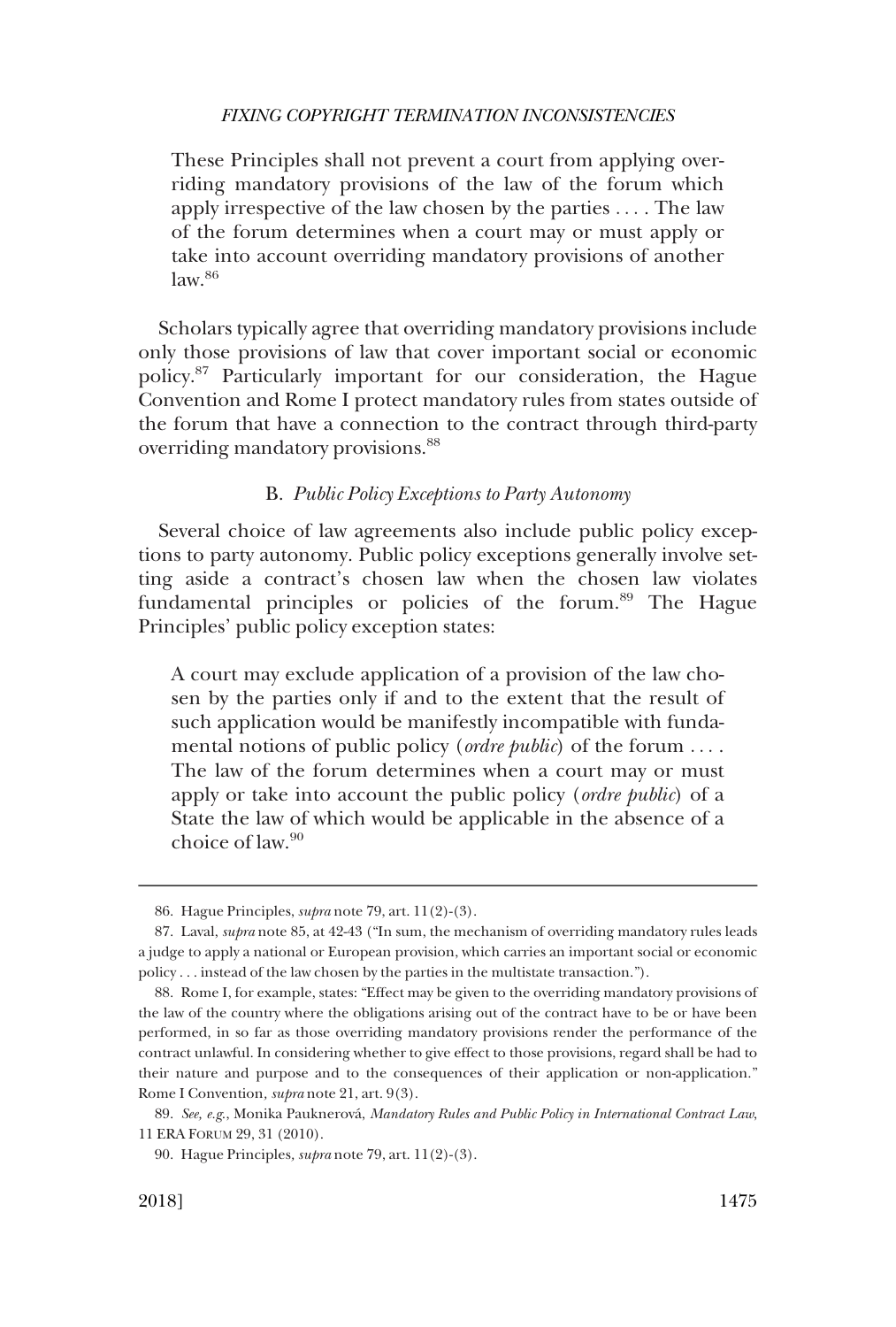> These Principles shall not prevent a court from applying overriding mandatory provisions of the law of the forum which apply irrespective of the law chosen by the parties . . . . The law of the forum determines when a court may or must apply or take into account overriding mandatory provisions of another law.[86]

Scholars typically agree that overriding mandatory provisions include only those provisions of law that cover important social or economic policy.[87] Particularly important for our consideration, the Hague Convention and Rome I protect mandatory rules from states outside of the forum that have a connection to the contract through third-party overriding mandatory provisions.[88]

### B. *Public Policy Exceptions to Party Autonomy*

Several choice of law agreements also include public policy exceptions to party autonomy. Public policy exceptions generally involve setting aside a contract's chosen law when the chosen law violates fundamental principles or policies of the forum.[89] The Hague Principles' public policy exception states:

> A court may exclude application of a provision of the law chosen by the parties only if and to the extent that the result of such application would be manifestly incompatible with fundamental notions of public policy (*ordre public*) of the forum . . . . The law of the forum determines when a court may or must apply or take into account the public policy (*ordre public*) of a State the law of which would be applicable in the absence of a choice of law.[90]

---

86. Hague Principles, *supra* note 79, art. 11(2)-(3).

87. Laval, *supra* note 85, at 42-43 ("In sum, the mechanism of overriding mandatory rules leads a judge to apply a national or European provision, which carries an important social or economic policy . . . instead of the law chosen by the parties in the multistate transaction.").

88. Rome I, for example, states: "Effect may be given to the overriding mandatory provisions of the law of the country where the obligations arising out of the contract have to be or have been performed, in so far as those overriding mandatory provisions render the performance of the contract unlawful. In considering whether to give effect to those provisions, regard shall be had to their nature and purpose and to the consequences of their application or non-application." Rome I Convention, *supra* note 21, art. 9(3).

89. *See, e.g.*, Monika Pauknerová, *Mandatory Rules and Public Policy in International Contract Law*, 11 ERA FORUM 29, 31 (2010).

90. Hague Principles, *supra* note 79, art. 11(2)-(3).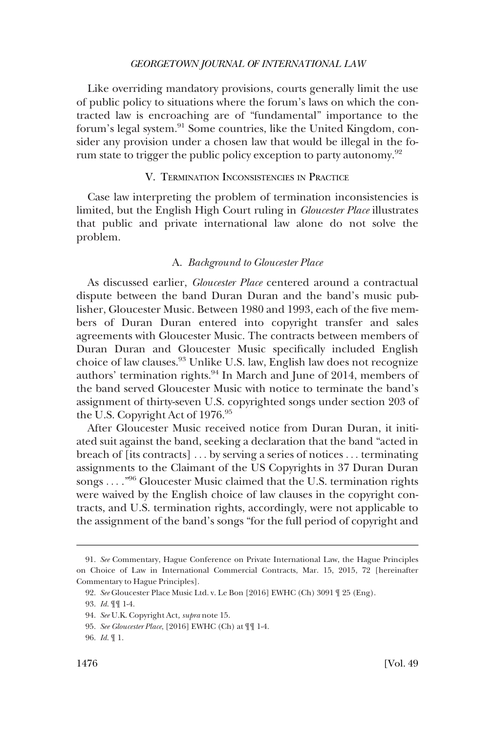Like overriding mandatory provisions, courts generally limit the use of public policy to situations where the forum's laws on which the contracted law is encroaching are of "fundamental" importance to the forum's legal system.[91] Some countries, like the United Kingdom, consider any provision under a chosen law that would be illegal in the forum state to trigger the public policy exception to party autonomy.[92]

## V. Termination Inconsistencies in Practice

Case law interpreting the problem of termination inconsistencies is limited, but the English High Court ruling in *Gloucester Place* illustrates that public and private international law alone do not solve the problem.

### A. *Background to Gloucester Place*

As discussed earlier, *Gloucester Place* centered around a contractual dispute between the band Duran Duran and the band's music publisher, Gloucester Music. Between 1980 and 1993, each of the five members of Duran Duran entered into copyright transfer and sales agreements with Gloucester Music. The contracts between members of Duran Duran and Gloucester Music specifically included English choice of law clauses.[93] Unlike U.S. law, English law does not recognize authors' termination rights.[94] In March and June of 2014, members of the band served Gloucester Music with notice to terminate the band's assignment of thirty-seven U.S. copyrighted songs under section 203 of the U.S. Copyright Act of 1976.[95]

After Gloucester Music received notice from Duran Duran, it initiated suit against the band, seeking a declaration that the band "acted in breach of [its contracts] . . . by serving a series of notices . . . terminating assignments to the Claimant of the US Copyrights in 37 Duran Duran songs . . . ."[96] Gloucester Music claimed that the U.S. termination rights were waived by the English choice of law clauses in the copyright contracts, and U.S. termination rights, accordingly, were not applicable to the assignment of the band's songs "for the full period of copyright and

---

91. *See* Commentary, Hague Conference on Private International Law, the Hague Principles on Choice of Law in International Commercial Contracts, Mar. 15, 2015, 72 [hereinafter Commentary to Hague Principles].

92. *See* Gloucester Place Music Ltd. v. Le Bon [2016] EWHC (Ch) 3091 ¶ 25 (Eng).

93. *Id.* ¶¶ 1-4.

94. *See* U.K. Copyright Act, *supra* note 15.

95. *See Gloucester Place*, [2016] EWHC (Ch) at ¶¶ 1-4.

96. *Id.* ¶ 1.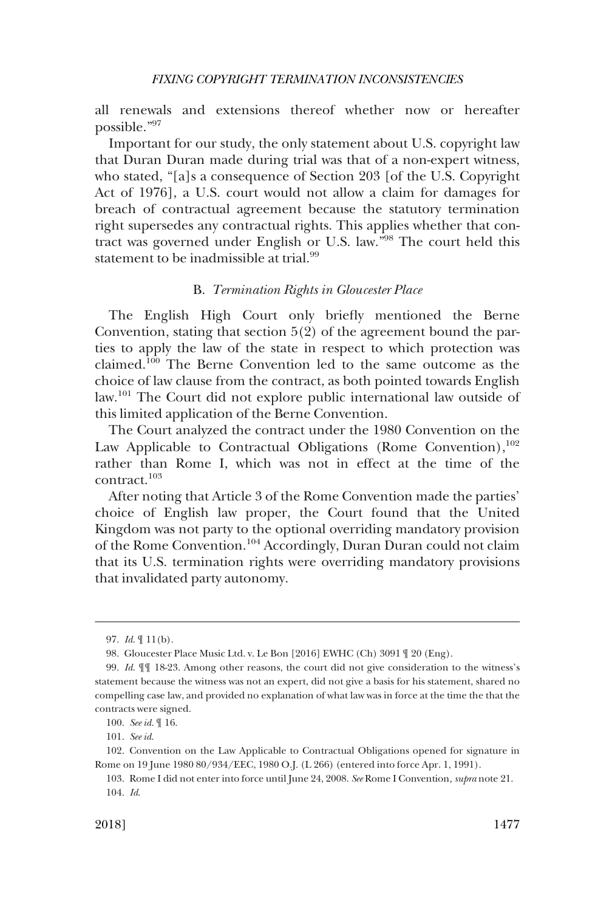all renewals and extensions thereof whether now or hereafter possible."[97]

Important for our study, the only statement about U.S. copyright law that Duran Duran made during trial was that of a non-expert witness, who stated, "[a]s a consequence of Section 203 [of the U.S. Copyright Act of 1976], a U.S. court would not allow a claim for damages for breach of contractual agreement because the statutory termination right supersedes any contractual rights. This applies whether that contract was governed under English or U.S. law."[98] The court held this statement to be inadmissible at trial.[99]

### B. *Termination Rights in Gloucester Place*

The English High Court only briefly mentioned the Berne Convention, stating that section 5(2) of the agreement bound the parties to apply the law of the state in respect to which protection was claimed.[100] The Berne Convention led to the same outcome as the choice of law clause from the contract, as both pointed towards English law.[101] The Court did not explore public international law outside of this limited application of the Berne Convention.

The Court analyzed the contract under the 1980 Convention on the Law Applicable to Contractual Obligations (Rome Convention),[102] rather than Rome I, which was not in effect at the time of the contract.[103]

After noting that Article 3 of the Rome Convention made the parties' choice of English law proper, the Court found that the United Kingdom was not party to the optional overriding mandatory provision of the Rome Convention.[104] Accordingly, Duran Duran could not claim that its U.S. termination rights were overriding mandatory provisions that invalidated party autonomy.

---

97. *Id.* ¶ 11(b).

98. Gloucester Place Music Ltd. v. Le Bon [2016] EWHC (Ch) 3091 ¶ 20 (Eng).

99. *Id.* ¶¶ 18-23. Among other reasons, the court did not give consideration to the witness's statement because the witness was not an expert, did not give a basis for his statement, shared no compelling case law, and provided no explanation of what law was in force at the time the that the contracts were signed.

100. *See id.* ¶ 16.

101. *See id.*

102. Convention on the Law Applicable to Contractual Obligations opened for signature in Rome on 19 June 1980 80/934/EEC, 1980 O.J. (L 266) (entered into force Apr. 1, 1991).

103. Rome I did not enter into force until June 24, 2008. *See* Rome I Convention, *supra* note 21.

104. *Id.*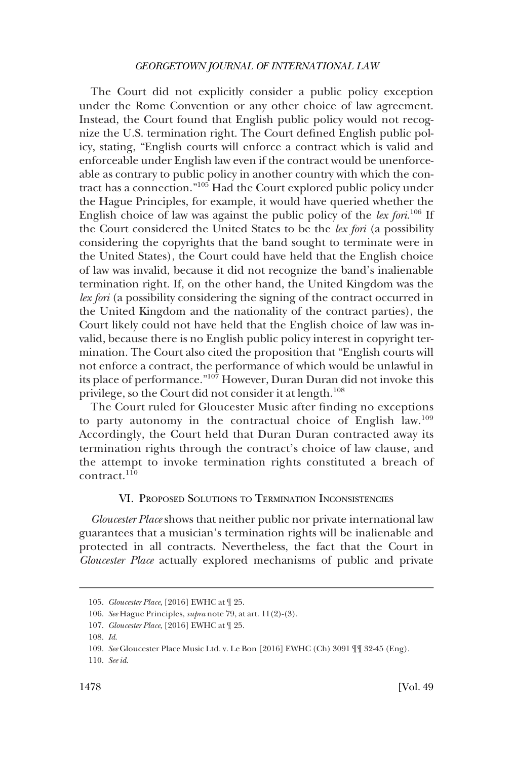The Court did not explicitly consider a public policy exception under the Rome Convention or any other choice of law agreement. Instead, the Court found that English public policy would not recognize the U.S. termination right. The Court defined English public policy, stating, "English courts will enforce a contract which is valid and enforceable under English law even if the contract would be unenforceable as contrary to public policy in another country with which the contract has a connection."[105] Had the Court explored public policy under the Hague Principles, for example, it would have queried whether the English choice of law was against the public policy of the *lex fori*.[106] If the Court considered the United States to be the *lex fori* (a possibility considering the copyrights that the band sought to terminate were in the United States), the Court could have held that the English choice of law was invalid, because it did not recognize the band's inalienable termination right. If, on the other hand, the United Kingdom was the *lex fori* (a possibility considering the signing of the contract occurred in the United Kingdom and the nationality of the contract parties), the Court likely could not have held that the English choice of law was invalid, because there is no English public policy interest in copyright termination. The Court also cited the proposition that "English courts will not enforce a contract, the performance of which would be unlawful in its place of performance."[107] However, Duran Duran did not invoke this privilege, so the Court did not consider it at length.[108]

The Court ruled for Gloucester Music after finding no exceptions to party autonomy in the contractual choice of English law.[109] Accordingly, the Court held that Duran Duran contracted away its termination rights through the contract's choice of law clause, and the attempt to invoke termination rights constituted a breach of contract.[110]

## VI. Proposed Solutions to Termination Inconsistencies

*Gloucester Place* shows that neither public nor private international law guarantees that a musician's termination rights will be inalienable and protected in all contracts. Nevertheless, the fact that the Court in *Gloucester Place* actually explored mechanisms of public and private

---

105. *Gloucester Place*, [2016] EWHC at ¶ 25.

106. *See* Hague Principles, *supra* note 79, at art. 11(2)-(3).

107. *Gloucester Place*, [2016] EWHC at ¶ 25.

108. *Id.*

109. *See* Gloucester Place Music Ltd. v. Le Bon [2016] EWHC (Ch) 3091 ¶¶ 32-45 (Eng).

110. *See id.*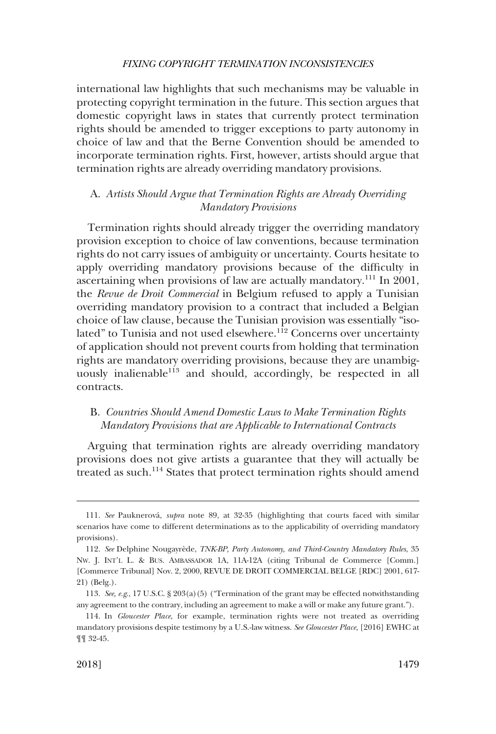international law highlights that such mechanisms may be valuable in protecting copyright termination in the future. This section argues that domestic copyright laws in states that currently protect termination rights should be amended to trigger exceptions to party autonomy in choice of law and that the Berne Convention should be amended to incorporate termination rights. First, however, artists should argue that termination rights are already overriding mandatory provisions.

### A. *Artists Should Argue that Termination Rights are Already Overriding Mandatory Provisions*

Termination rights should already trigger the overriding mandatory provision exception to choice of law conventions, because termination rights do not carry issues of ambiguity or uncertainty. Courts hesitate to apply overriding mandatory provisions because of the difficulty in ascertaining when provisions of law are actually mandatory.[111] In 2001, the *Revue de Droit Commercial* in Belgium refused to apply a Tunisian overriding mandatory provision to a contract that included a Belgian choice of law clause, because the Tunisian provision was essentially "isolated" to Tunisia and not used elsewhere.[112] Concerns over uncertainty of application should not prevent courts from holding that termination rights are mandatory overriding provisions, because they are unambiguously inalienable[113] and should, accordingly, be respected in all contracts.

### B. *Countries Should Amend Domestic Laws to Make Termination Rights Mandatory Provisions that are Applicable to International Contracts*

Arguing that termination rights are already overriding mandatory provisions does not give artists a guarantee that they will actually be treated as such.[114] States that protect termination rights should amend

---

111. *See* Pauknerová, *supra* note 89, at 32-35 (highlighting that courts faced with similar scenarios have come to different determinations as to the applicability of overriding mandatory provisions).

112. *See* Delphine Nougayrède, *TNK-BP, Party Autonomy, and Third-Country Mandatory Rules*, 35 NW. J. INT'L L. & BUS. AMBASSADOR 1A, 11A-12A (citing Tribunal de Commerce [Comm.] [Commerce Tribunal] Nov. 2, 2000, REVUE DE DROIT COMMERCIAL BELGE [RDC] 2001, 617-21) (Belg.).

113. *See, e.g.*, 17 U.S.C. § 203(a)(5) ("Termination of the grant may be effected notwithstanding any agreement to the contrary, including an agreement to make a will or make any future grant.").

114. In *Gloucester Place*, for example, termination rights were not treated as overriding mandatory provisions despite testimony by a U.S.-law witness. *See Gloucester Place*, [2016] EWHC at ¶¶ 32-45.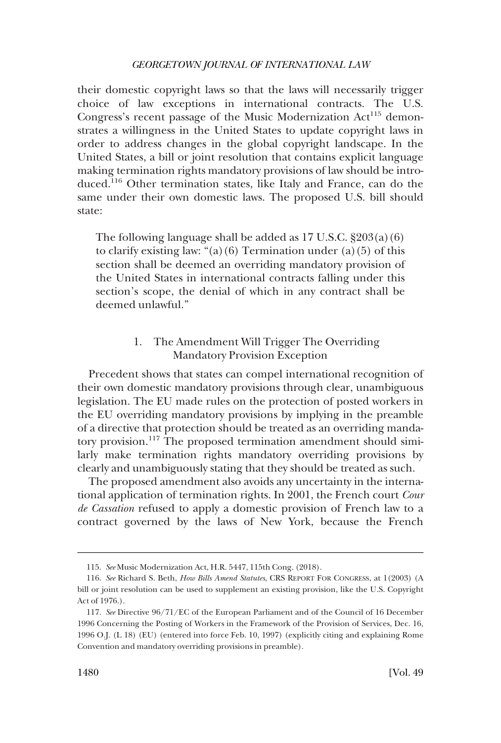their domestic copyright laws so that the laws will necessarily trigger choice of law exceptions in international contracts. The U.S. Congress's recent passage of the Music Modernization Act[115] demonstrates a willingness in the United States to update copyright laws in order to address changes in the global copyright landscape. In the United States, a bill or joint resolution that contains explicit language making termination rights mandatory provisions of law should be introduced.[116] Other termination states, like Italy and France, can do the same under their own domestic laws. The proposed U.S. bill should state:

> The following language shall be added as 17 U.S.C. §203(a)(6) to clarify existing law: "(a)(6) Termination under (a)(5) of this section shall be deemed an overriding mandatory provision of the United States in international contracts falling under this section's scope, the denial of which in any contract shall be deemed unlawful."

### 1. The Amendment Will Trigger The Overriding Mandatory Provision Exception

Precedent shows that states can compel international recognition of their own domestic mandatory provisions through clear, unambiguous legislation. The EU made rules on the protection of posted workers in the EU overriding mandatory provisions by implying in the preamble of a directive that protection should be treated as an overriding mandatory provision.[117] The proposed termination amendment should similarly make termination rights mandatory overriding provisions by clearly and unambiguously stating that they should be treated as such.

The proposed amendment also avoids any uncertainty in the international application of termination rights. In 2001, the French court *Cour de Cassation* refused to apply a domestic provision of French law to a contract governed by the laws of New York, because the French

---

115. *See* Music Modernization Act, H.R. 5447, 115th Cong. (2018).

116. *See* Richard S. Beth, *How Bills Amend Statutes*, CRS REPORT FOR CONGRESS, at 1(2003) (A bill or joint resolution can be used to supplement an existing provision, like the U.S. Copyright Act of 1976.).

117. *See* Directive 96/71/EC of the European Parliament and of the Council of 16 December 1996 Concerning the Posting of Workers in the Framework of the Provision of Services, Dec. 16, 1996 O.J. (L 18) (EU) (entered into force Feb. 10, 1997) (explicitly citing and explaining Rome Convention and mandatory overriding provisions in preamble).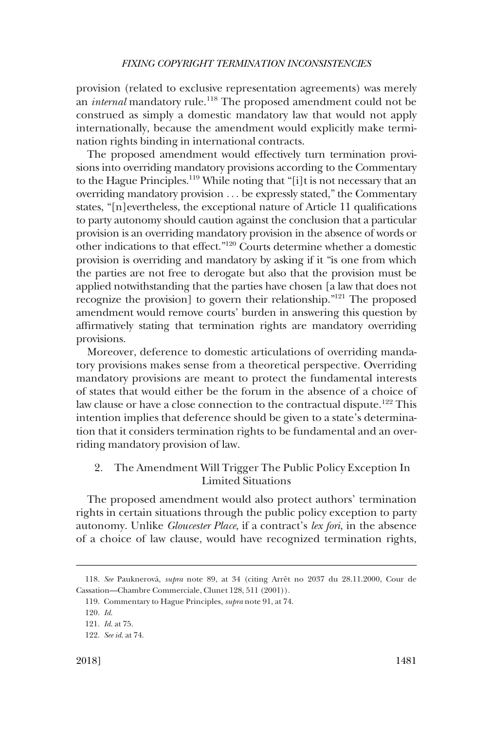provision (related to exclusive representation agreements) was merely an *internal* mandatory rule.[118] The proposed amendment could not be construed as simply a domestic mandatory law that would not apply internationally, because the amendment would explicitly make termination rights binding in international contracts.

The proposed amendment would effectively turn termination provisions into overriding mandatory provisions according to the Commentary to the Hague Principles.[119] While noting that "[i]t is not necessary that an overriding mandatory provision . . . be expressly stated," the Commentary states, "[n]evertheless, the exceptional nature of Article 11 qualifications to party autonomy should caution against the conclusion that a particular provision is an overriding mandatory provision in the absence of words or other indications to that effect."[120] Courts determine whether a domestic provision is overriding and mandatory by asking if it "is one from which the parties are not free to derogate but also that the provision must be applied notwithstanding that the parties have chosen [a law that does not recognize the provision] to govern their relationship."[121] The proposed amendment would remove courts' burden in answering this question by affirmatively stating that termination rights are mandatory overriding provisions.

Moreover, deference to domestic articulations of overriding mandatory provisions makes sense from a theoretical perspective. Overriding mandatory provisions are meant to protect the fundamental interests of states that would either be the forum in the absence of a choice of law clause or have a close connection to the contractual dispute.[122] This intention implies that deference should be given to a state's determination that it considers termination rights to be fundamental and an overriding mandatory provision of law.

### 2. The Amendment Will Trigger The Public Policy Exception In Limited Situations

The proposed amendment would also protect authors' termination rights in certain situations through the public policy exception to party autonomy. Unlike *Gloucester Place*, if a contract's *lex fori*, in the absence of a choice of law clause, would have recognized termination rights,

---

118. *See* Pauknerová, *supra* note 89, at 34 (citing Arrêt no 2037 du 28.11.2000, Cour de Cassation—Chambre Commerciale, Clunet 128, 511 (2001)).

119. Commentary to Hague Principles, *supra* note 91, at 74.

120. *Id.*

121. *Id.* at 75.

122. *See id.* at 74.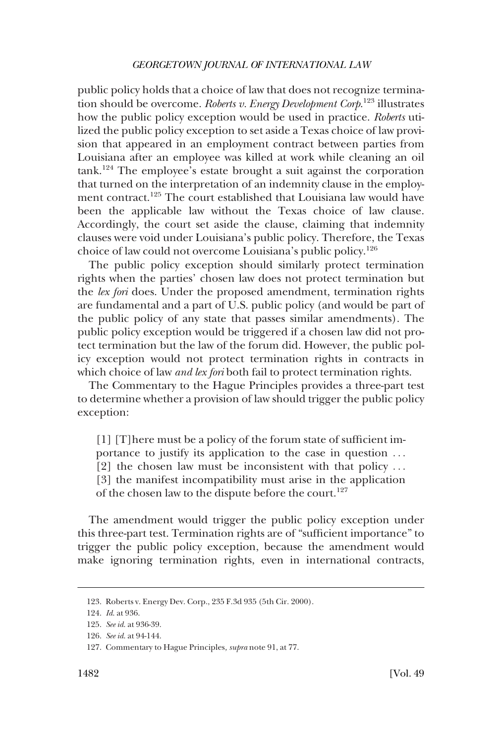public policy holds that a choice of law that does not recognize termination should be overcome. *Roberts v. Energy Development Corp.*[123] illustrates how the public policy exception would be used in practice. *Roberts* utilized the public policy exception to set aside a Texas choice of law provision that appeared in an employment contract between parties from Louisiana after an employee was killed at work while cleaning an oil tank.[124] The employee's estate brought a suit against the corporation that turned on the interpretation of an indemnity clause in the employment contract.[125] The court established that Louisiana law would have been the applicable law without the Texas choice of law clause. Accordingly, the court set aside the clause, claiming that indemnity clauses were void under Louisiana's public policy. Therefore, the Texas choice of law could not overcome Louisiana's public policy.[126]

The public policy exception should similarly protect termination rights when the parties' chosen law does not protect termination but the *lex fori* does. Under the proposed amendment, termination rights are fundamental and a part of U.S. public policy (and would be part of the public policy of any state that passes similar amendments). The public policy exception would be triggered if a chosen law did not protect termination but the law of the forum did. However, the public policy exception would not protect termination rights in contracts in which choice of law *and lex fori* both fail to protect termination rights.

The Commentary to the Hague Principles provides a three-part test to determine whether a provision of law should trigger the public policy exception:

> [1] [T]here must be a policy of the forum state of sufficient importance to justify its application to the case in question . . . [2] the chosen law must be inconsistent with that policy . . . [3] the manifest incompatibility must arise in the application of the chosen law to the dispute before the court.[127]

The amendment would trigger the public policy exception under this three-part test. Termination rights are of "sufficient importance" to trigger the public policy exception, because the amendment would make ignoring termination rights, even in international contracts,

---

123. Roberts v. Energy Dev. Corp., 235 F.3d 935 (5th Cir. 2000).

124. *Id.* at 936.

125. *See id.* at 936-39.

126. *See id.* at 94-144.

127. Commentary to Hague Principles, *supra* note 91, at 77.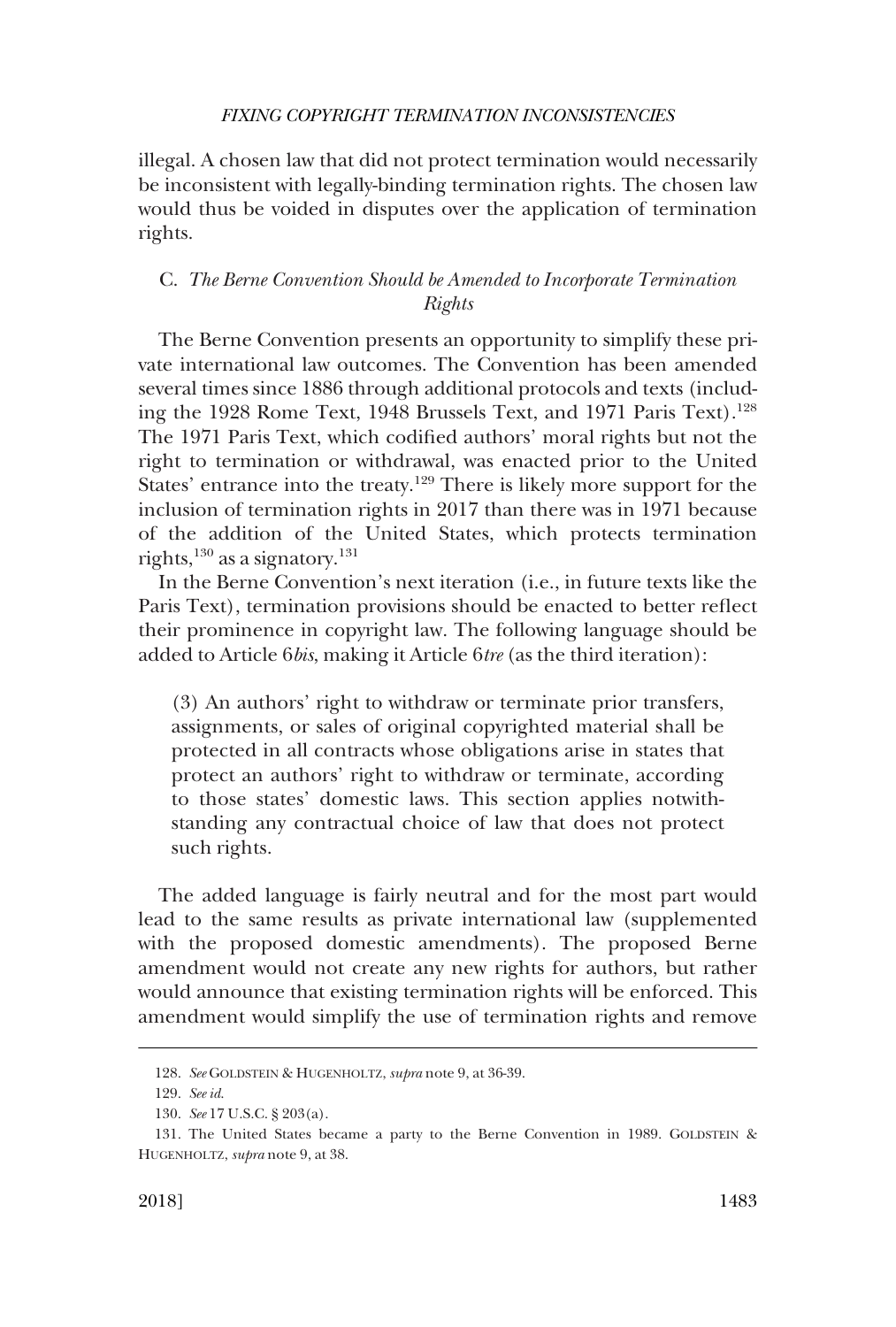illegal. A chosen law that did not protect termination would necessarily be inconsistent with legally-binding termination rights. The chosen law would thus be voided in disputes over the application of termination rights.

### C. *The Berne Convention Should be Amended to Incorporate Termination Rights*

The Berne Convention presents an opportunity to simplify these private international law outcomes. The Convention has been amended several times since 1886 through additional protocols and texts (including the 1928 Rome Text, 1948 Brussels Text, and 1971 Paris Text).[128] The 1971 Paris Text, which codified authors' moral rights but not the right to termination or withdrawal, was enacted prior to the United States' entrance into the treaty.[129] There is likely more support for the inclusion of termination rights in 2017 than there was in 1971 because of the addition of the United States, which protects termination rights,[130] as a signatory.[131]

In the Berne Convention's next iteration (i.e., in future texts like the Paris Text), termination provisions should be enacted to better reflect their prominence in copyright law. The following language should be added to Article 6*bis*, making it Article 6*tre* (as the third iteration):

> (3) An authors' right to withdraw or terminate prior transfers, assignments, or sales of original copyrighted material shall be protected in all contracts whose obligations arise in states that protect an authors' right to withdraw or terminate, according to those states' domestic laws. This section applies notwithstanding any contractual choice of law that does not protect such rights.

The added language is fairly neutral and for the most part would lead to the same results as private international law (supplemented with the proposed domestic amendments). The proposed Berne amendment would not create any new rights for authors, but rather would announce that existing termination rights will be enforced. This amendment would simplify the use of termination rights and remove

---

128. *See* GOLDSTEIN & HUGENHOLTZ, *supra* note 9, at 36-39.

129. *See id.*

130. *See* 17 U.S.C. § 203(a).

131. The United States became a party to the Berne Convention in 1989. GOLDSTEIN & HUGENHOLTZ, *supra* note 9, at 38.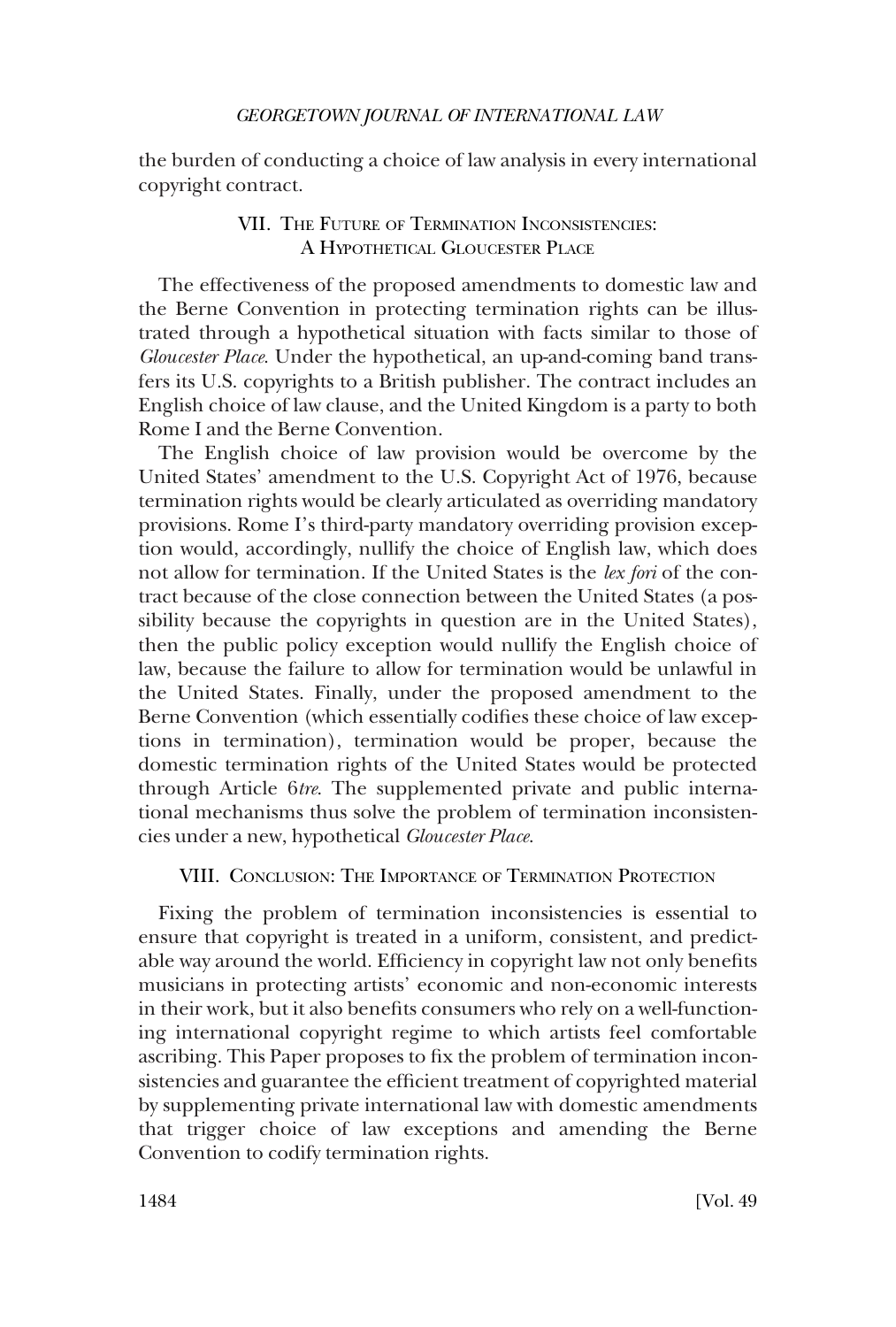the burden of conducting a choice of law analysis in every international copyright contract.

## VII. The Future of Termination Inconsistencies: A Hypothetical Gloucester Place

The effectiveness of the proposed amendments to domestic law and the Berne Convention in protecting termination rights can be illustrated through a hypothetical situation with facts similar to those of *Gloucester Place*. Under the hypothetical, an up-and-coming band transfers its U.S. copyrights to a British publisher. The contract includes an English choice of law clause, and the United Kingdom is a party to both Rome I and the Berne Convention.

The English choice of law provision would be overcome by the United States' amendment to the U.S. Copyright Act of 1976, because termination rights would be clearly articulated as overriding mandatory provisions. Rome I's third-party mandatory overriding provision exception would, accordingly, nullify the choice of English law, which does not allow for termination. If the United States is the *lex fori* of the contract because of the close connection between the United States (a possibility because the copyrights in question are in the United States), then the public policy exception would nullify the English choice of law, because the failure to allow for termination would be unlawful in the United States. Finally, under the proposed amendment to the Berne Convention (which essentially codifies these choice of law exceptions in termination), termination would be proper, because the domestic termination rights of the United States would be protected through Article 6*tre*. The supplemented private and public international mechanisms thus solve the problem of termination inconsistencies under a new, hypothetical *Gloucester Place*.

## VIII. Conclusion: The Importance of Termination Protection

Fixing the problem of termination inconsistencies is essential to ensure that copyright is treated in a uniform, consistent, and predictable way around the world. Efficiency in copyright law not only benefits musicians in protecting artists' economic and non-economic interests in their work, but it also benefits consumers who rely on a well-functioning international copyright regime to which artists feel comfortable ascribing. This Paper proposes to fix the problem of termination inconsistencies and guarantee the efficient treatment of copyrighted material by supplementing private international law with domestic amendments that trigger choice of law exceptions and amending the Berne Convention to codify termination rights.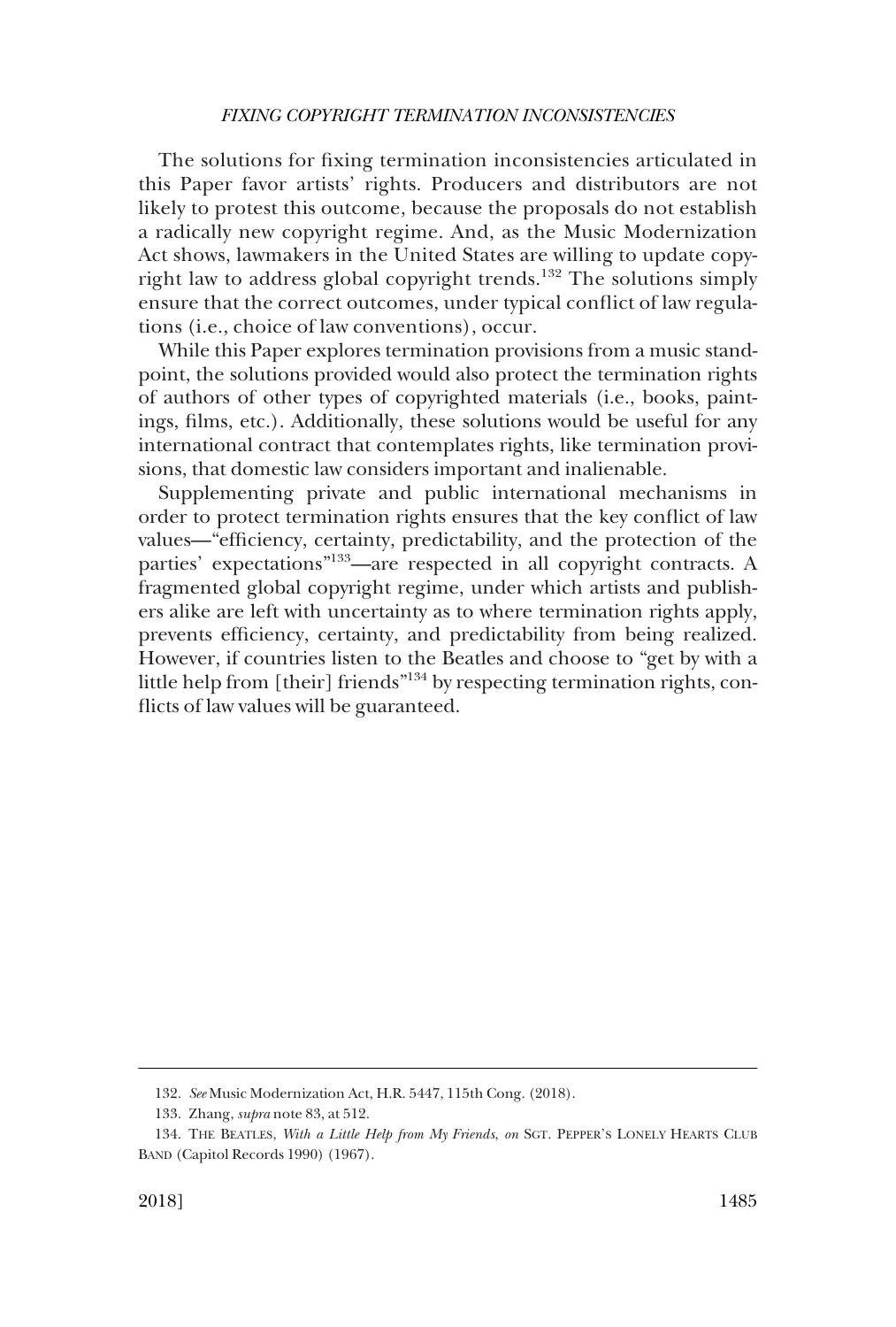The solutions for fixing termination inconsistencies articulated in this Paper favor artists' rights. Producers and distributors are not likely to protest this outcome, because the proposals do not establish a radically new copyright regime. And, as the Music Modernization Act shows, lawmakers in the United States are willing to update copyright law to address global copyright trends.[132] The solutions simply ensure that the correct outcomes, under typical conflict of law regulations (i.e., choice of law conventions), occur.

While this Paper explores termination provisions from a music standpoint, the solutions provided would also protect the termination rights of authors of other types of copyrighted materials (i.e., books, paintings, films, etc.). Additionally, these solutions would be useful for any international contract that contemplates rights, like termination provisions, that domestic law considers important and inalienable.

Supplementing private and public international mechanisms in order to protect termination rights ensures that the key conflict of law values—"efficiency, certainty, predictability, and the protection of the parties' expectations"[133]—are respected in all copyright contracts. A fragmented global copyright regime, under which artists and publishers alike are left with uncertainty as to where termination rights apply, prevents efficiency, certainty, and predictability from being realized. However, if countries listen to the Beatles and choose to "get by with a little help from [their] friends"[134] by respecting termination rights, conflicts of law values will be guaranteed.

---

132. *See* Music Modernization Act, H.R. 5447, 115th Cong. (2018).

133. Zhang, *supra* note 83, at 512.

134. THE BEATLES, *With a Little Help from My Friends*, *on* SGT. PEPPER'S LONELY HEARTS CLUB BAND (Capitol Records 1990) (1967).